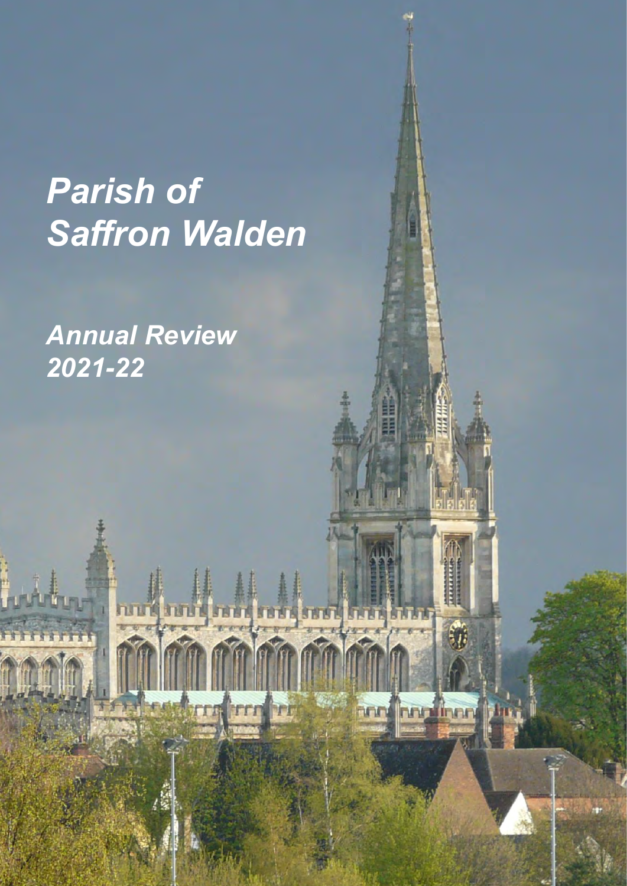# *Parish of Saffron Walden*

## *Annual Review 2021-22*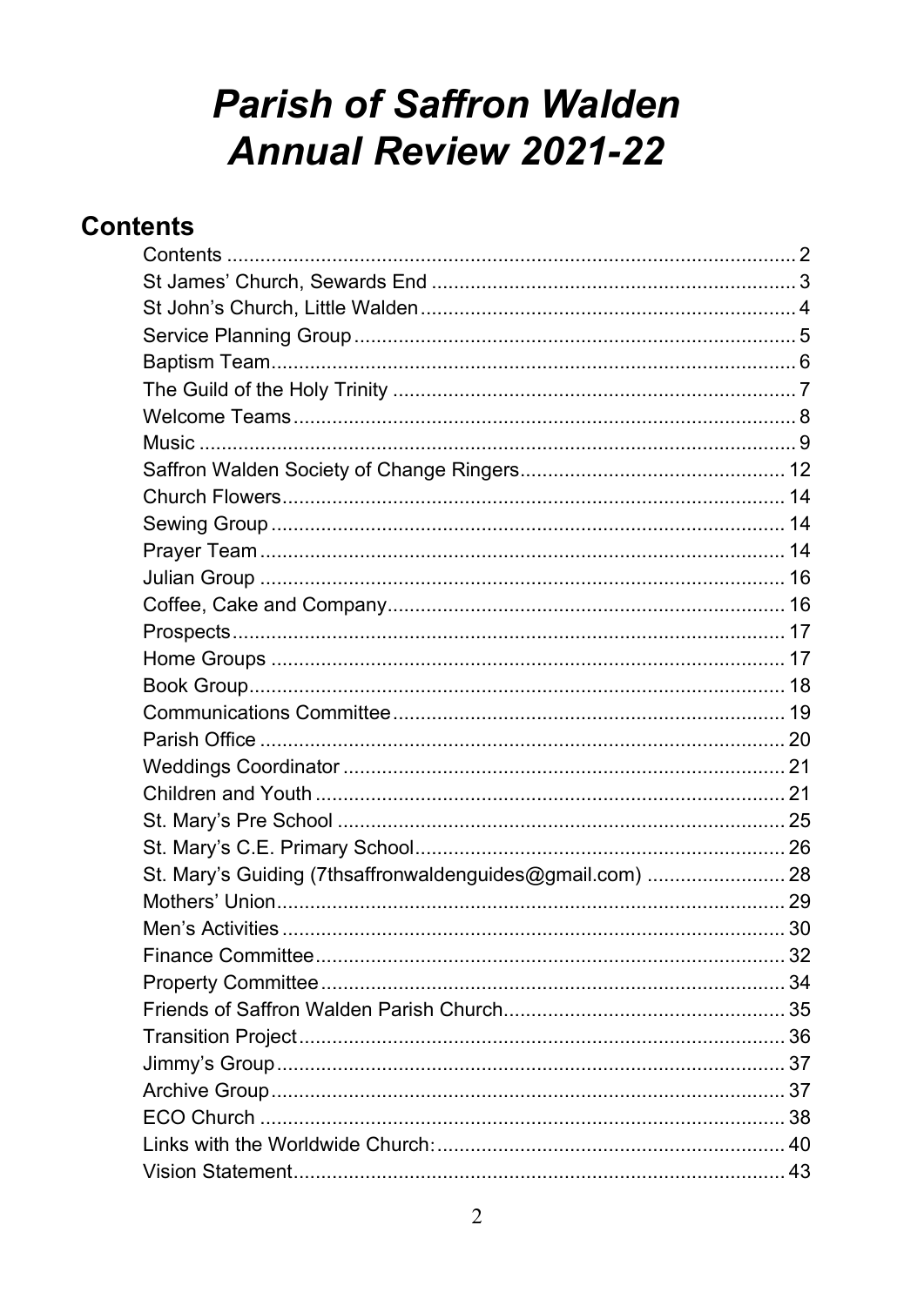# *Parish of Saffron Walden Annual Review 2021-22*

## Contents

| | |
|---|---|
| Contents | 2 |
| St James' Church, Sewards End | 3 |
| St John's Church, Little Walden | 4 |
| Service Planning Group | 5 |
| Baptism Team | 6 |
| The Guild of the Holy Trinity | 7 |
| Welcome Teams | 8 |
| Music | 9 |
| Saffron Walden Society of Change Ringers | 12 |
| Church Flowers | 14 |
| Sewing Group | 14 |
| Prayer Team | 14 |
| Julian Group | 16 |
| Coffee, Cake and Company | 16 |
| Prospects | 17 |
| Home Groups | 17 |
| Book Group | 18 |
| Communications Committee | 19 |
| Parish Office | 20 |
| Weddings Coordinator | 21 |
| Children and Youth | 21 |
| St. Mary's Pre School | 25 |
| St. Mary's C.E. Primary School | 26 |
| St. Mary's Guiding (7thsaffronwaldenguides@gmail.com) | 28 |
| Mothers' Union | 29 |
| Men's Activities | 30 |
| Finance Committee | 32 |
| Property Committee | 34 |
| Friends of Saffron Walden Parish Church | 35 |
| Transition Project | 36 |
| Jimmy's Group | 37 |
| Archive Group | 37 |
| ECO Church | 38 |
| Links with the Worldwide Church: | 40 |
| Vision Statement | 43 |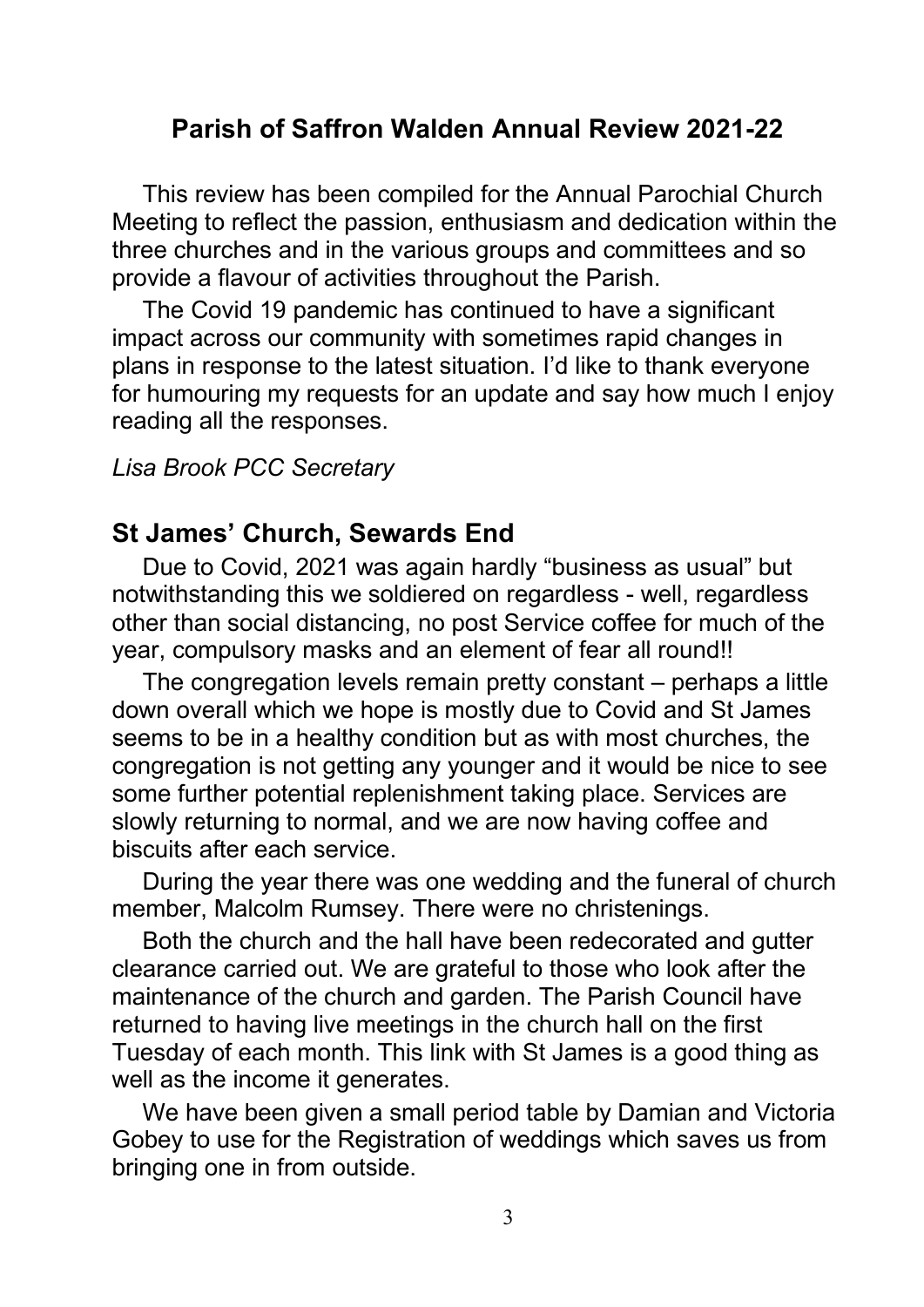## Parish of Saffron Walden Annual Review 2021-22

This review has been compiled for the Annual Parochial Church Meeting to reflect the passion, enthusiasm and dedication within the three churches and in the various groups and committees and so provide a flavour of activities throughout the Parish.

The Covid 19 pandemic has continued to have a significant impact across our community with sometimes rapid changes in plans in response to the latest situation. I'd like to thank everyone for humouring my requests for an update and say how much I enjoy reading all the responses.

*Lisa Brook PCC Secretary*

## St James' Church, Sewards End

Due to Covid, 2021 was again hardly "business as usual" but notwithstanding this we soldiered on regardless - well, regardless other than social distancing, no post Service coffee for much of the year, compulsory masks and an element of fear all round!!

The congregation levels remain pretty constant – perhaps a little down overall which we hope is mostly due to Covid and St James seems to be in a healthy condition but as with most churches, the congregation is not getting any younger and it would be nice to see some further potential replenishment taking place. Services are slowly returning to normal, and we are now having coffee and biscuits after each service.

During the year there was one wedding and the funeral of church member, Malcolm Rumsey. There were no christenings.

Both the church and the hall have been redecorated and gutter clearance carried out. We are grateful to those who look after the maintenance of the church and garden. The Parish Council have returned to having live meetings in the church hall on the first Tuesday of each month. This link with St James is a good thing as well as the income it generates.

We have been given a small period table by Damian and Victoria Gobey to use for the Registration of weddings which saves us from bringing one in from outside.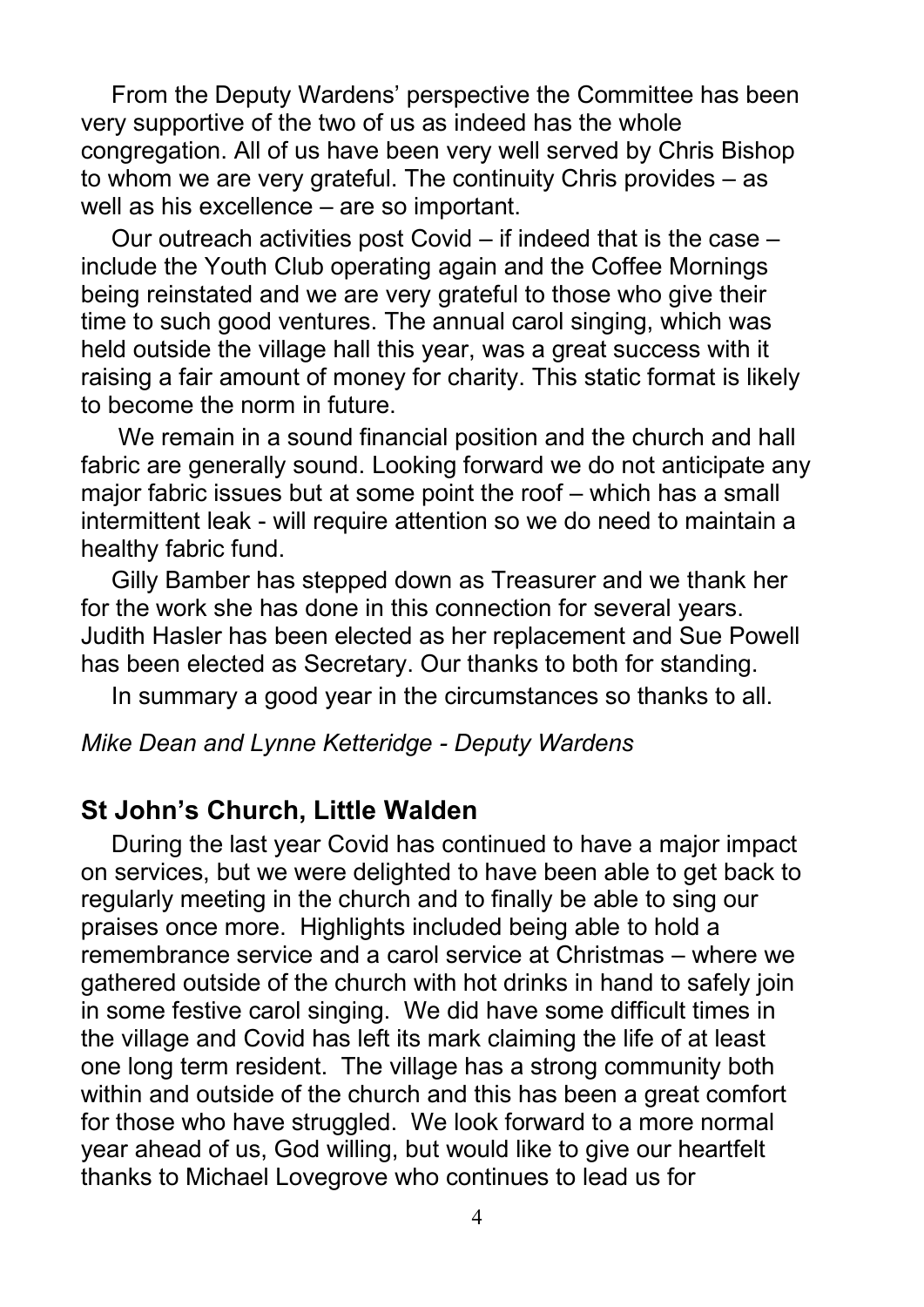From the Deputy Wardens' perspective the Committee has been very supportive of the two of us as indeed has the whole congregation. All of us have been very well served by Chris Bishop to whom we are very grateful. The continuity Chris provides – as well as his excellence – are so important.

Our outreach activities post Covid – if indeed that is the case – include the Youth Club operating again and the Coffee Mornings being reinstated and we are very grateful to those who give their time to such good ventures. The annual carol singing, which was held outside the village hall this year, was a great success with it raising a fair amount of money for charity. This static format is likely to become the norm in future.

We remain in a sound financial position and the church and hall fabric are generally sound. Looking forward we do not anticipate any major fabric issues but at some point the roof – which has a small intermittent leak - will require attention so we do need to maintain a healthy fabric fund.

Gilly Bamber has stepped down as Treasurer and we thank her for the work she has done in this connection for several years. Judith Hasler has been elected as her replacement and Sue Powell has been elected as Secretary. Our thanks to both for standing.

In summary a good year in the circumstances so thanks to all.

*Mike Dean and Lynne Ketteridge - Deputy Wardens*

## St John's Church, Little Walden

During the last year Covid has continued to have a major impact on services, but we were delighted to have been able to get back to regularly meeting in the church and to finally be able to sing our praises once more. Highlights included being able to hold a remembrance service and a carol service at Christmas – where we gathered outside of the church with hot drinks in hand to safely join in some festive carol singing. We did have some difficult times in the village and Covid has left its mark claiming the life of at least one long term resident. The village has a strong community both within and outside of the church and this has been a great comfort for those who have struggled. We look forward to a more normal year ahead of us, God willing, but would like to give our heartfelt thanks to Michael Lovegrove who continues to lead us for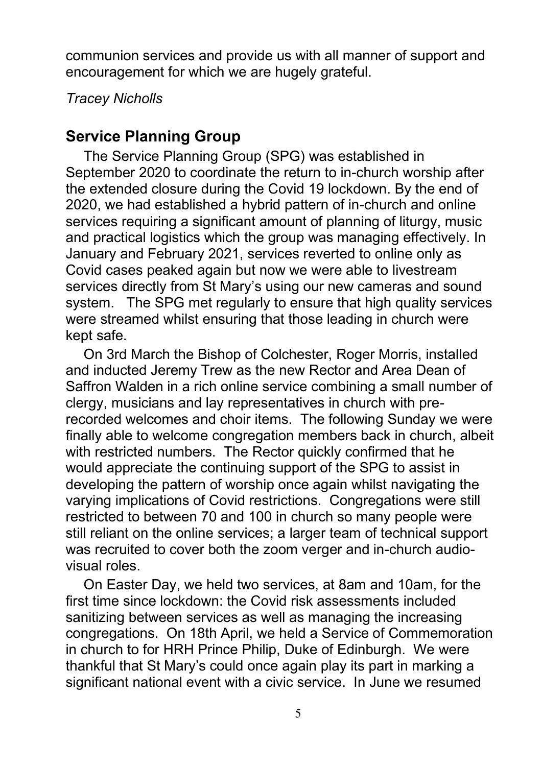communion services and provide us with all manner of support and encouragement for which we are hugely grateful.

*Tracey Nicholls*

## Service Planning Group

The Service Planning Group (SPG) was established in September 2020 to coordinate the return to in-church worship after the extended closure during the Covid 19 lockdown. By the end of 2020, we had established a hybrid pattern of in-church and online services requiring a significant amount of planning of liturgy, music and practical logistics which the group was managing effectively. In January and February 2021, services reverted to online only as Covid cases peaked again but now we were able to livestream services directly from St Mary's using our new cameras and sound system. The SPG met regularly to ensure that high quality services were streamed whilst ensuring that those leading in church were kept safe.

On 3rd March the Bishop of Colchester, Roger Morris, installed and inducted Jeremy Trew as the new Rector and Area Dean of Saffron Walden in a rich online service combining a small number of clergy, musicians and lay representatives in church with pre-recorded welcomes and choir items. The following Sunday we were finally able to welcome congregation members back in church, albeit with restricted numbers. The Rector quickly confirmed that he would appreciate the continuing support of the SPG to assist in developing the pattern of worship once again whilst navigating the varying implications of Covid restrictions. Congregations were still restricted to between 70 and 100 in church so many people were still reliant on the online services; a larger team of technical support was recruited to cover both the zoom verger and in-church audio-visual roles.

On Easter Day, we held two services, at 8am and 10am, for the first time since lockdown: the Covid risk assessments included sanitizing between services as well as managing the increasing congregations. On 18th April, we held a Service of Commemoration in church to for HRH Prince Philip, Duke of Edinburgh. We were thankful that St Mary's could once again play its part in marking a significant national event with a civic service. In June we resumed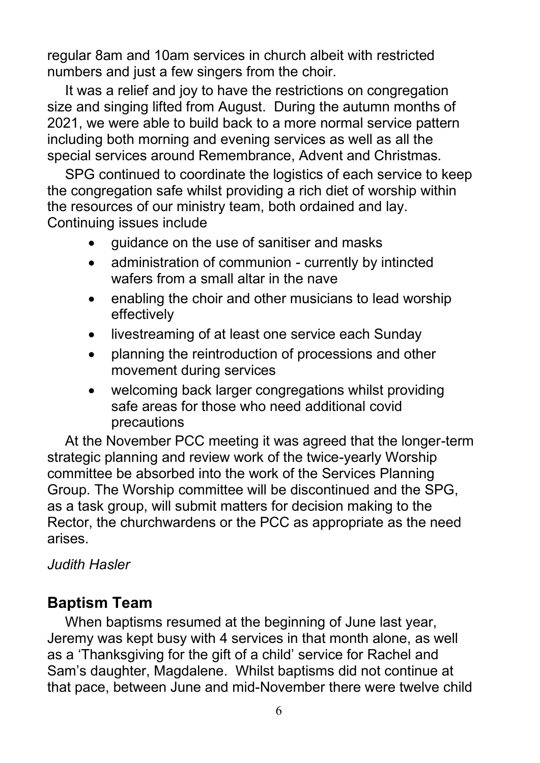regular 8am and 10am services in church albeit with restricted numbers and just a few singers from the choir.

It was a relief and joy to have the restrictions on congregation size and singing lifted from August. During the autumn months of 2021, we were able to build back to a more normal service pattern including both morning and evening services as well as all the special services around Remembrance, Advent and Christmas.

SPG continued to coordinate the logistics of each service to keep the congregation safe whilst providing a rich diet of worship within the resources of our ministry team, both ordained and lay. Continuing issues include

- guidance on the use of sanitiser and masks
- administration of communion - currently by intincted wafers from a small altar in the nave
- enabling the choir and other musicians to lead worship effectively
- livestreaming of at least one service each Sunday
- planning the reintroduction of processions and other movement during services
- welcoming back larger congregations whilst providing safe areas for those who need additional covid precautions

At the November PCC meeting it was agreed that the longer-term strategic planning and review work of the twice-yearly Worship committee be absorbed into the work of the Services Planning Group. The Worship committee will be discontinued and the SPG, as a task group, will submit matters for decision making to the Rector, the churchwardens or the PCC as appropriate as the need arises.

*Judith Hasler*

## Baptism Team

When baptisms resumed at the beginning of June last year, Jeremy was kept busy with 4 services in that month alone, as well as a 'Thanksgiving for the gift of a child' service for Rachel and Sam's daughter, Magdalene. Whilst baptisms did not continue at that pace, between June and mid-November there were twelve child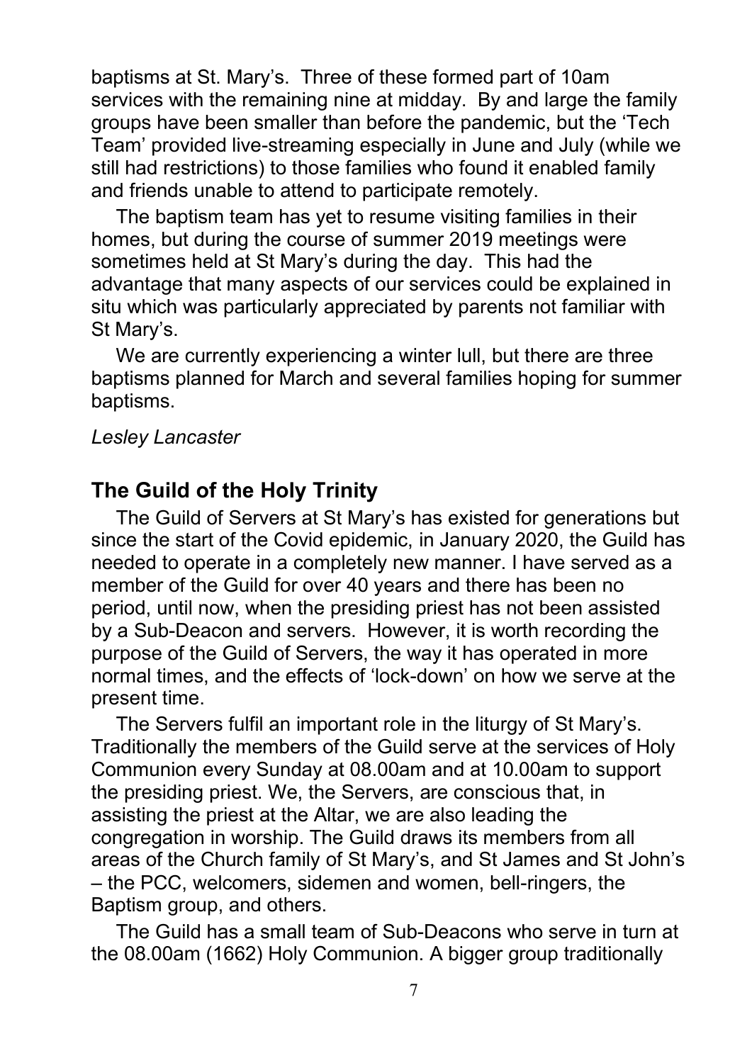baptisms at St. Mary's. Three of these formed part of 10am services with the remaining nine at midday. By and large the family groups have been smaller than before the pandemic, but the 'Tech Team' provided live-streaming especially in June and July (while we still had restrictions) to those families who found it enabled family and friends unable to attend to participate remotely.

The baptism team has yet to resume visiting families in their homes, but during the course of summer 2019 meetings were sometimes held at St Mary's during the day. This had the advantage that many aspects of our services could be explained in situ which was particularly appreciated by parents not familiar with St Mary's.

We are currently experiencing a winter lull, but there are three baptisms planned for March and several families hoping for summer baptisms.

*Lesley Lancaster*

## The Guild of the Holy Trinity

The Guild of Servers at St Mary's has existed for generations but since the start of the Covid epidemic, in January 2020, the Guild has needed to operate in a completely new manner. I have served as a member of the Guild for over 40 years and there has been no period, until now, when the presiding priest has not been assisted by a Sub-Deacon and servers. However, it is worth recording the purpose of the Guild of Servers, the way it has operated in more normal times, and the effects of 'lock-down' on how we serve at the present time.

The Servers fulfil an important role in the liturgy of St Mary's. Traditionally the members of the Guild serve at the services of Holy Communion every Sunday at 08.00am and at 10.00am to support the presiding priest. We, the Servers, are conscious that, in assisting the priest at the Altar, we are also leading the congregation in worship. The Guild draws its members from all areas of the Church family of St Mary's, and St James and St John's – the PCC, welcomers, sidemen and women, bell-ringers, the Baptism group, and others.

The Guild has a small team of Sub-Deacons who serve in turn at the 08.00am (1662) Holy Communion. A bigger group traditionally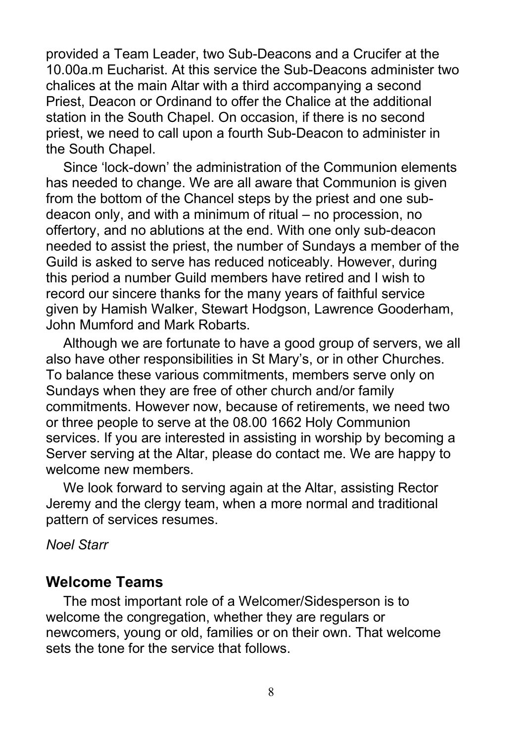provided a Team Leader, two Sub-Deacons and a Crucifer at the 10.00a.m Eucharist. At this service the Sub-Deacons administer two chalices at the main Altar with a third accompanying a second Priest, Deacon or Ordinand to offer the Chalice at the additional station in the South Chapel. On occasion, if there is no second priest, we need to call upon a fourth Sub-Deacon to administer in the South Chapel.

Since 'lock-down' the administration of the Communion elements has needed to change. We are all aware that Communion is given from the bottom of the Chancel steps by the priest and one sub-deacon only, and with a minimum of ritual – no procession, no offertory, and no ablutions at the end. With one only sub-deacon needed to assist the priest, the number of Sundays a member of the Guild is asked to serve has reduced noticeably. However, during this period a number Guild members have retired and I wish to record our sincere thanks for the many years of faithful service given by Hamish Walker, Stewart Hodgson, Lawrence Gooderham, John Mumford and Mark Robarts.

Although we are fortunate to have a good group of servers, we all also have other responsibilities in St Mary's, or in other Churches. To balance these various commitments, members serve only on Sundays when they are free of other church and/or family commitments. However now, because of retirements, we need two or three people to serve at the 08.00 1662 Holy Communion services. If you are interested in assisting in worship by becoming a Server serving at the Altar, please do contact me. We are happy to welcome new members.

We look forward to serving again at the Altar, assisting Rector Jeremy and the clergy team, when a more normal and traditional pattern of services resumes.

*Noel Starr*

## Welcome Teams

The most important role of a Welcomer/Sidesperson is to welcome the congregation, whether they are regulars or newcomers, young or old, families or on their own. That welcome sets the tone for the service that follows.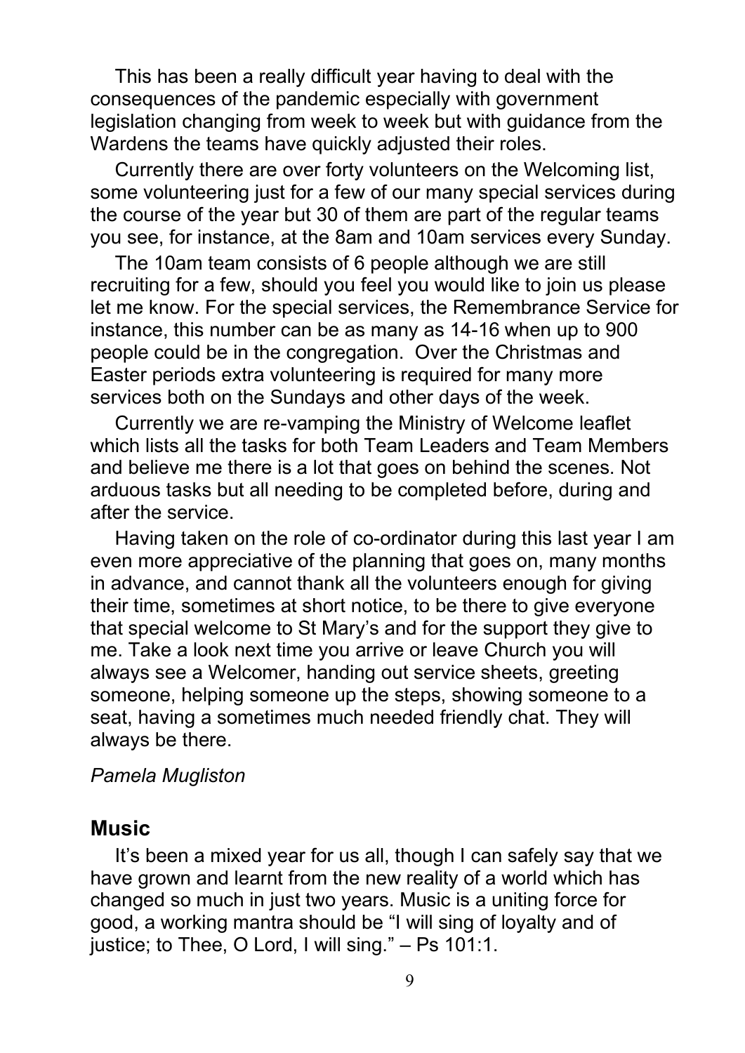This has been a really difficult year having to deal with the consequences of the pandemic especially with government legislation changing from week to week but with guidance from the Wardens the teams have quickly adjusted their roles.

Currently there are over forty volunteers on the Welcoming list, some volunteering just for a few of our many special services during the course of the year but 30 of them are part of the regular teams you see, for instance, at the 8am and 10am services every Sunday.

The 10am team consists of 6 people although we are still recruiting for a few, should you feel you would like to join us please let me know. For the special services, the Remembrance Service for instance, this number can be as many as 14-16 when up to 900 people could be in the congregation. Over the Christmas and Easter periods extra volunteering is required for many more services both on the Sundays and other days of the week.

Currently we are re-vamping the Ministry of Welcome leaflet which lists all the tasks for both Team Leaders and Team Members and believe me there is a lot that goes on behind the scenes. Not arduous tasks but all needing to be completed before, during and after the service.

Having taken on the role of co-ordinator during this last year I am even more appreciative of the planning that goes on, many months in advance, and cannot thank all the volunteers enough for giving their time, sometimes at short notice, to be there to give everyone that special welcome to St Mary's and for the support they give to me. Take a look next time you arrive or leave Church you will always see a Welcomer, handing out service sheets, greeting someone, helping someone up the steps, showing someone to a seat, having a sometimes much needed friendly chat. They will always be there.

*Pamela Mugliston*

## Music

It's been a mixed year for us all, though I can safely say that we have grown and learnt from the new reality of a world which has changed so much in just two years. Music is a uniting force for good, a working mantra should be "I will sing of loyalty and of justice; to Thee, O Lord, I will sing." – Ps 101:1.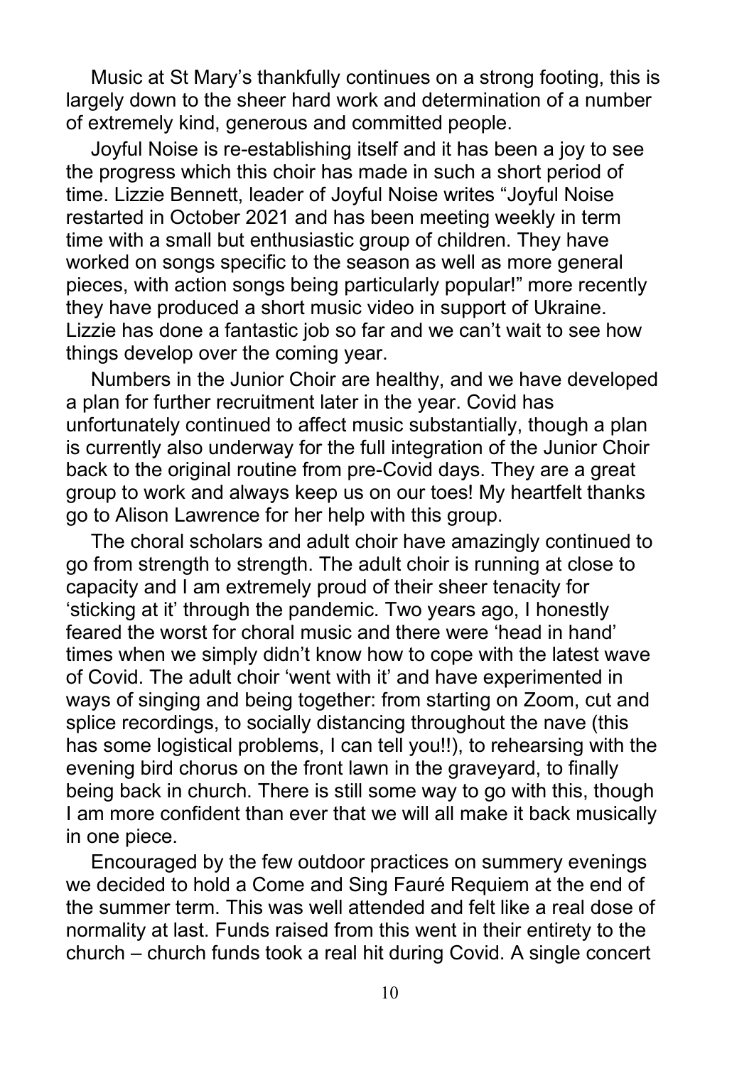Music at St Mary's thankfully continues on a strong footing, this is largely down to the sheer hard work and determination of a number of extremely kind, generous and committed people.

Joyful Noise is re-establishing itself and it has been a joy to see the progress which this choir has made in such a short period of time. Lizzie Bennett, leader of Joyful Noise writes "Joyful Noise restarted in October 2021 and has been meeting weekly in term time with a small but enthusiastic group of children. They have worked on songs specific to the season as well as more general pieces, with action songs being particularly popular!" more recently they have produced a short music video in support of Ukraine. Lizzie has done a fantastic job so far and we can't wait to see how things develop over the coming year.

Numbers in the Junior Choir are healthy, and we have developed a plan for further recruitment later in the year. Covid has unfortunately continued to affect music substantially, though a plan is currently also underway for the full integration of the Junior Choir back to the original routine from pre-Covid days. They are a great group to work and always keep us on our toes! My heartfelt thanks go to Alison Lawrence for her help with this group.

The choral scholars and adult choir have amazingly continued to go from strength to strength. The adult choir is running at close to capacity and I am extremely proud of their sheer tenacity for 'sticking at it' through the pandemic. Two years ago, I honestly feared the worst for choral music and there were 'head in hand' times when we simply didn't know how to cope with the latest wave of Covid. The adult choir 'went with it' and have experimented in ways of singing and being together: from starting on Zoom, cut and splice recordings, to socially distancing throughout the nave (this has some logistical problems, I can tell you!!), to rehearsing with the evening bird chorus on the front lawn in the graveyard, to finally being back in church. There is still some way to go with this, though I am more confident than ever that we will all make it back musically in one piece.

Encouraged by the few outdoor practices on summery evenings we decided to hold a Come and Sing Fauré Requiem at the end of the summer term. This was well attended and felt like a real dose of normality at last. Funds raised from this went in their entirety to the church – church funds took a real hit during Covid. A single concert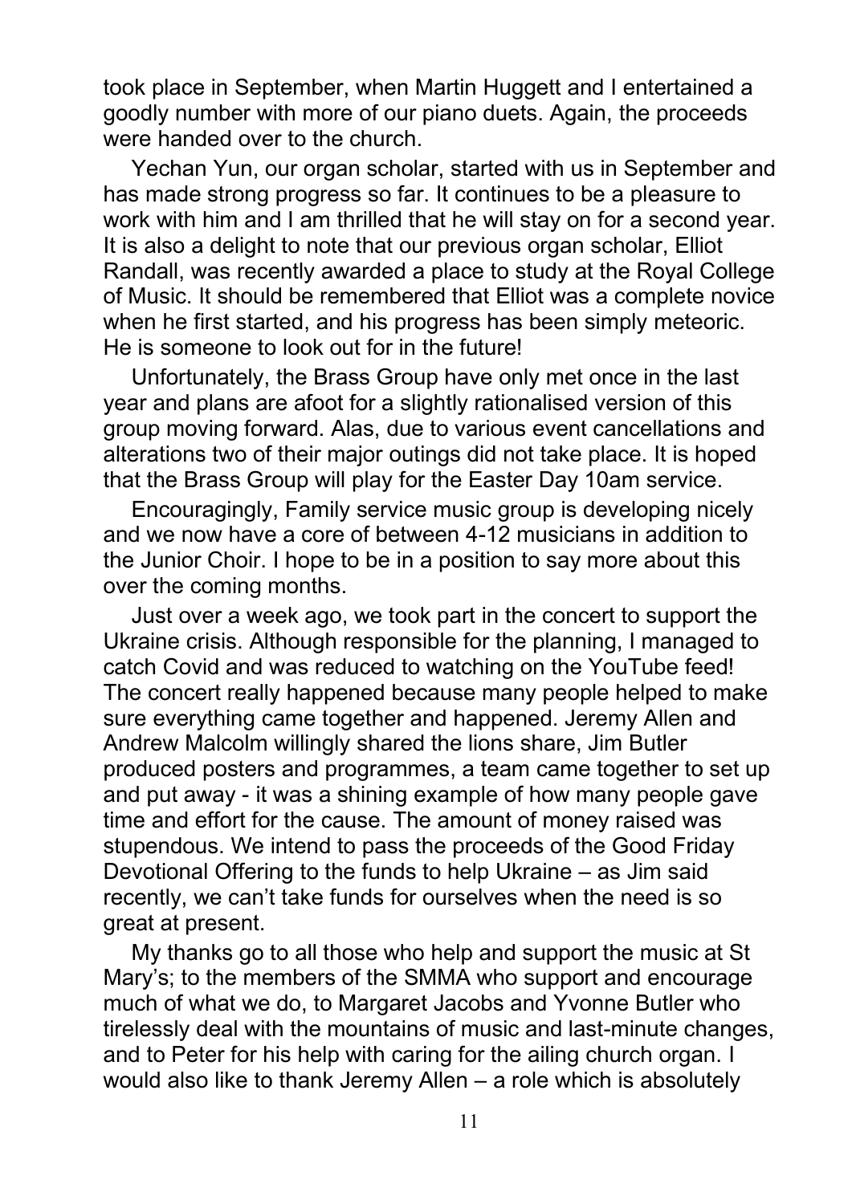took place in September, when Martin Huggett and I entertained a goodly number with more of our piano duets. Again, the proceeds were handed over to the church.

Yechan Yun, our organ scholar, started with us in September and has made strong progress so far. It continues to be a pleasure to work with him and I am thrilled that he will stay on for a second year. It is also a delight to note that our previous organ scholar, Elliot Randall, was recently awarded a place to study at the Royal College of Music. It should be remembered that Elliot was a complete novice when he first started, and his progress has been simply meteoric. He is someone to look out for in the future!

Unfortunately, the Brass Group have only met once in the last year and plans are afoot for a slightly rationalised version of this group moving forward. Alas, due to various event cancellations and alterations two of their major outings did not take place. It is hoped that the Brass Group will play for the Easter Day 10am service.

Encouragingly, Family service music group is developing nicely and we now have a core of between 4-12 musicians in addition to the Junior Choir. I hope to be in a position to say more about this over the coming months.

Just over a week ago, we took part in the concert to support the Ukraine crisis. Although responsible for the planning, I managed to catch Covid and was reduced to watching on the YouTube feed! The concert really happened because many people helped to make sure everything came together and happened. Jeremy Allen and Andrew Malcolm willingly shared the lions share, Jim Butler produced posters and programmes, a team came together to set up and put away - it was a shining example of how many people gave time and effort for the cause. The amount of money raised was stupendous. We intend to pass the proceeds of the Good Friday Devotional Offering to the funds to help Ukraine – as Jim said recently, we can't take funds for ourselves when the need is so great at present.

My thanks go to all those who help and support the music at St Mary's; to the members of the SMMA who support and encourage much of what we do, to Margaret Jacobs and Yvonne Butler who tirelessly deal with the mountains of music and last-minute changes, and to Peter for his help with caring for the ailing church organ. I would also like to thank Jeremy Allen – a role which is absolutely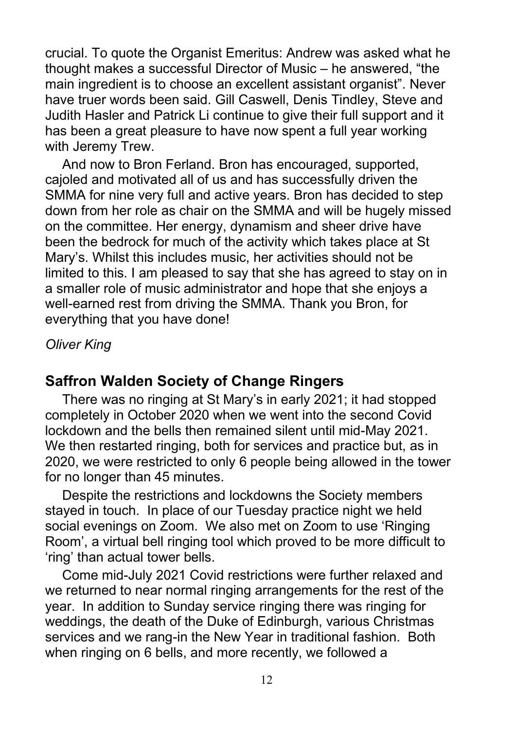crucial. To quote the Organist Emeritus: Andrew was asked what he thought makes a successful Director of Music – he answered, "the main ingredient is to choose an excellent assistant organist". Never have truer words been said. Gill Caswell, Denis Tindley, Steve and Judith Hasler and Patrick Li continue to give their full support and it has been a great pleasure to have now spent a full year working with Jeremy Trew.

And now to Bron Ferland. Bron has encouraged, supported, cajoled and motivated all of us and has successfully driven the SMMA for nine very full and active years. Bron has decided to step down from her role as chair on the SMMA and will be hugely missed on the committee. Her energy, dynamism and sheer drive have been the bedrock for much of the activity which takes place at St Mary's. Whilst this includes music, her activities should not be limited to this. I am pleased to say that she has agreed to stay on in a smaller role of music administrator and hope that she enjoys a well-earned rest from driving the SMMA. Thank you Bron, for everything that you have done!

*Oliver King*

## Saffron Walden Society of Change Ringers

There was no ringing at St Mary's in early 2021; it had stopped completely in October 2020 when we went into the second Covid lockdown and the bells then remained silent until mid-May 2021. We then restarted ringing, both for services and practice but, as in 2020, we were restricted to only 6 people being allowed in the tower for no longer than 45 minutes.

Despite the restrictions and lockdowns the Society members stayed in touch. In place of our Tuesday practice night we held social evenings on Zoom. We also met on Zoom to use 'Ringing Room', a virtual bell ringing tool which proved to be more difficult to 'ring' than actual tower bells.

Come mid-July 2021 Covid restrictions were further relaxed and we returned to near normal ringing arrangements for the rest of the year. In addition to Sunday service ringing there was ringing for weddings, the death of the Duke of Edinburgh, various Christmas services and we rang-in the New Year in traditional fashion. Both when ringing on 6 bells, and more recently, we followed a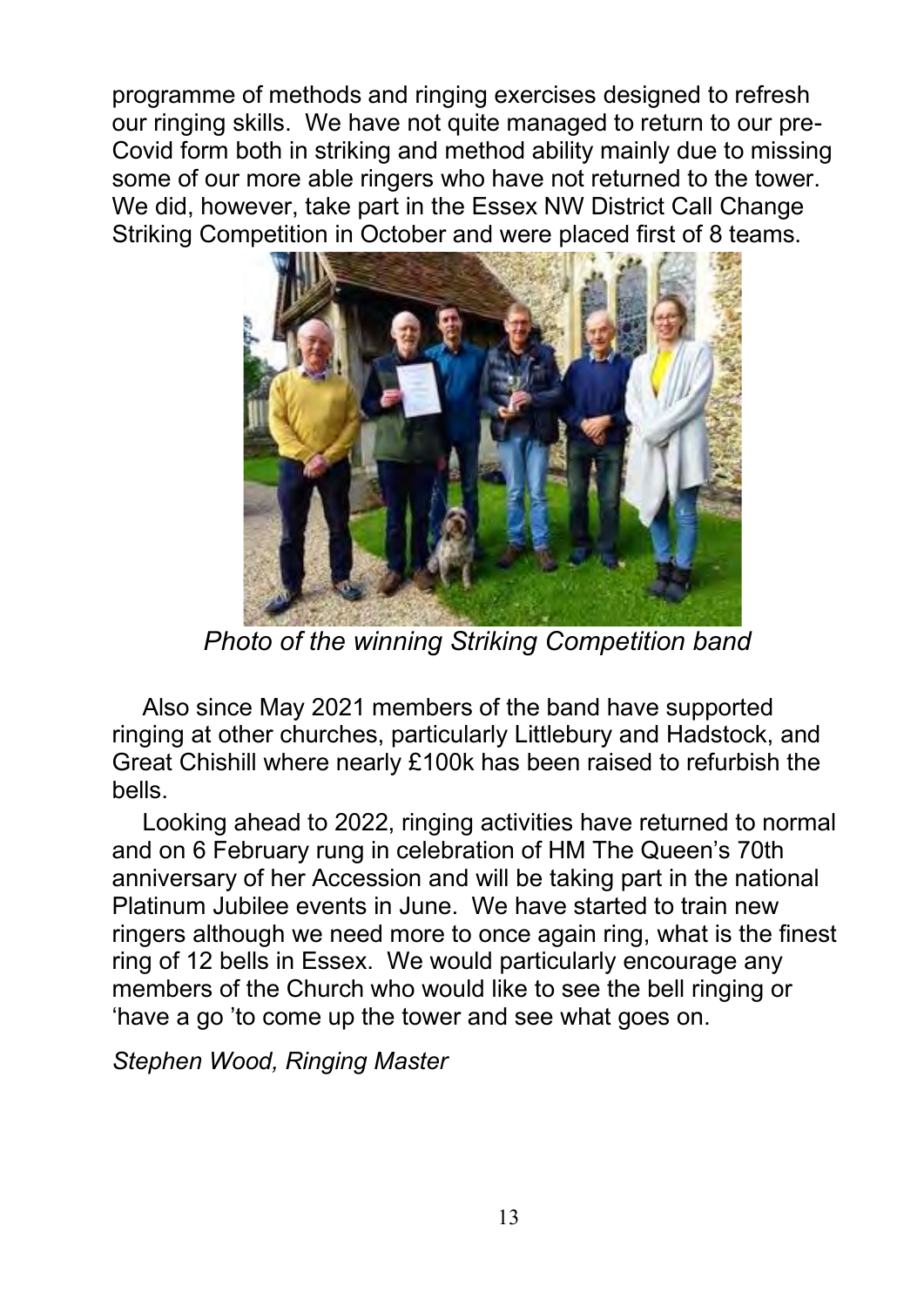programme of methods and ringing exercises designed to refresh our ringing skills. We have not quite managed to return to our pre-Covid form both in striking and method ability mainly due to missing some of our more able ringers who have not returned to the tower. We did, however, take part in the Essex NW District Call Change Striking Competition in October and were placed first of 8 teams.

*Photo of the winning Striking Competition band*

Also since May 2021 members of the band have supported ringing at other churches, particularly Littlebury and Hadstock, and Great Chishill where nearly £100k has been raised to refurbish the bells.

Looking ahead to 2022, ringing activities have returned to normal and on 6 February rung in celebration of HM The Queen's 70th anniversary of her Accession and will be taking part in the national Platinum Jubilee events in June. We have started to train new ringers although we need more to once again ring, what is the finest ring of 12 bells in Essex. We would particularly encourage any members of the Church who would like to see the bell ringing or 'have a go 'to come up the tower and see what goes on.

*Stephen Wood, Ringing Master*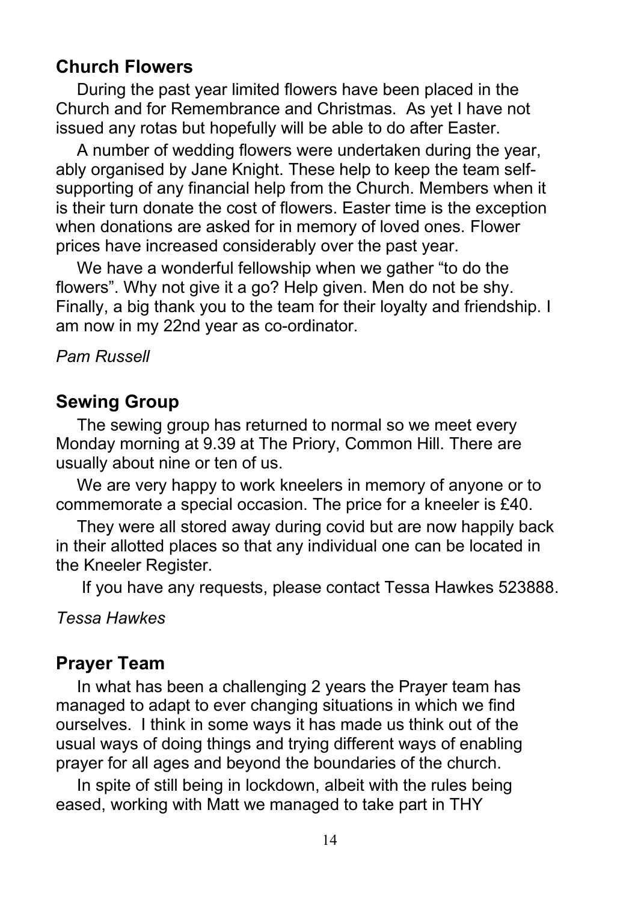## Church Flowers

During the past year limited flowers have been placed in the Church and for Remembrance and Christmas. As yet I have not issued any rotas but hopefully will be able to do after Easter.

A number of wedding flowers were undertaken during the year, ably organised by Jane Knight. These help to keep the team self-supporting of any financial help from the Church. Members when it is their turn donate the cost of flowers. Easter time is the exception when donations are asked for in memory of loved ones. Flower prices have increased considerably over the past year.

We have a wonderful fellowship when we gather "to do the flowers". Why not give it a go? Help given. Men do not be shy. Finally, a big thank you to the team for their loyalty and friendship. I am now in my 22nd year as co-ordinator.

*Pam Russell*

## Sewing Group

The sewing group has returned to normal so we meet every Monday morning at 9.39 at The Priory, Common Hill. There are usually about nine or ten of us.

We are very happy to work kneelers in memory of anyone or to commemorate a special occasion. The price for a kneeler is £40.

They were all stored away during covid but are now happily back in their allotted places so that any individual one can be located in the Kneeler Register.

If you have any requests, please contact Tessa Hawkes 523888.

*Tessa Hawkes*

## Prayer Team

In what has been a challenging 2 years the Prayer team has managed to adapt to ever changing situations in which we find ourselves. I think in some ways it has made us think out of the usual ways of doing things and trying different ways of enabling prayer for all ages and beyond the boundaries of the church.

In spite of still being in lockdown, albeit with the rules being eased, working with Matt we managed to take part in THY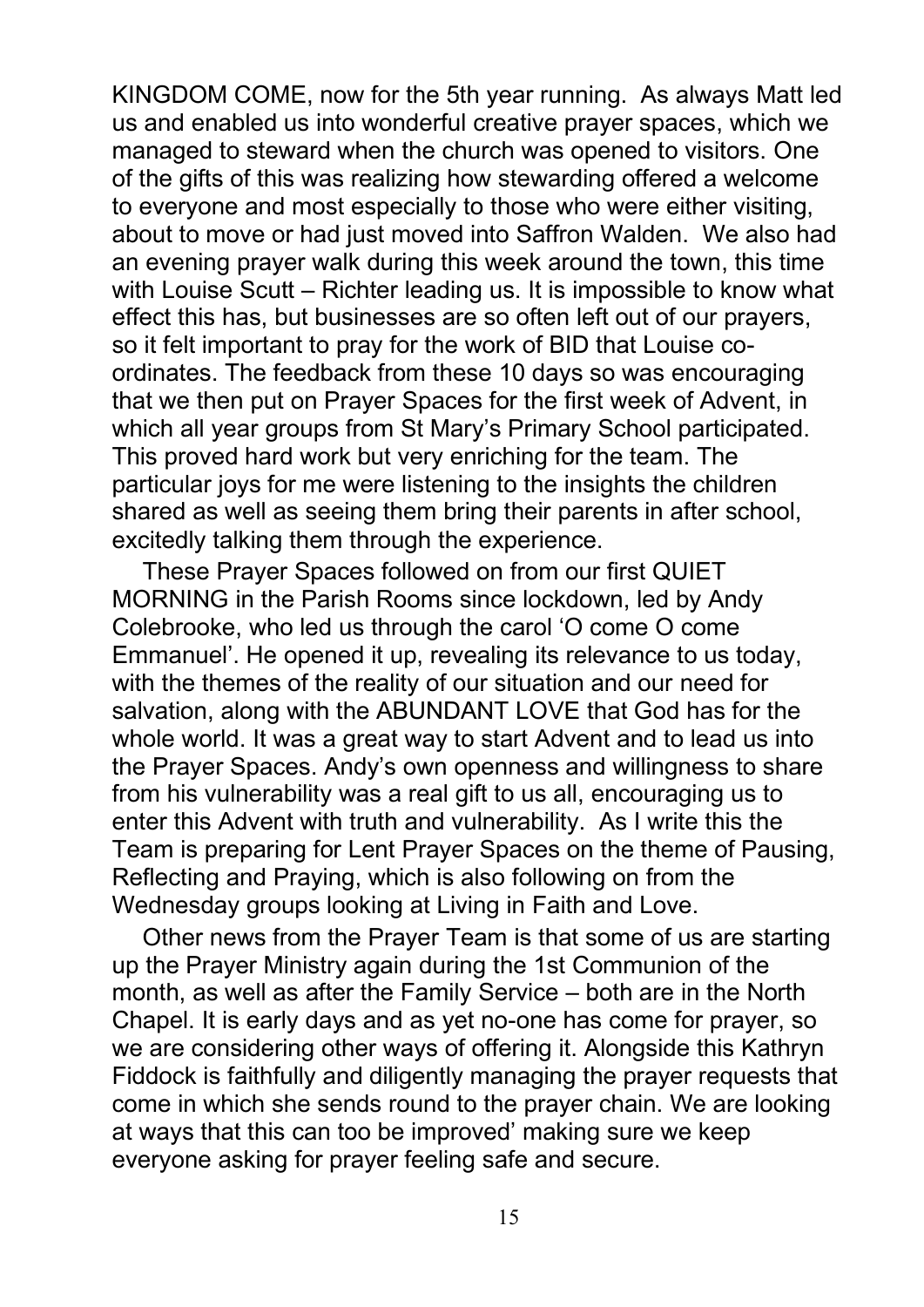KINGDOM COME, now for the 5th year running. As always Matt led us and enabled us into wonderful creative prayer spaces, which we managed to steward when the church was opened to visitors. One of the gifts of this was realizing how stewarding offered a welcome to everyone and most especially to those who were either visiting, about to move or had just moved into Saffron Walden. We also had an evening prayer walk during this week around the town, this time with Louise Scutt – Richter leading us. It is impossible to know what effect this has, but businesses are so often left out of our prayers, so it felt important to pray for the work of BID that Louise co-ordinates. The feedback from these 10 days so was encouraging that we then put on Prayer Spaces for the first week of Advent, in which all year groups from St Mary's Primary School participated. This proved hard work but very enriching for the team. The particular joys for me were listening to the insights the children shared as well as seeing them bring their parents in after school, excitedly talking them through the experience.

These Prayer Spaces followed on from our first QUIET MORNING in the Parish Rooms since lockdown, led by Andy Colebrooke, who led us through the carol 'O come O come Emmanuel'. He opened it up, revealing its relevance to us today, with the themes of the reality of our situation and our need for salvation, along with the ABUNDANT LOVE that God has for the whole world. It was a great way to start Advent and to lead us into the Prayer Spaces. Andy's own openness and willingness to share from his vulnerability was a real gift to us all, encouraging us to enter this Advent with truth and vulnerability. As I write this the Team is preparing for Lent Prayer Spaces on the theme of Pausing, Reflecting and Praying, which is also following on from the Wednesday groups looking at Living in Faith and Love.

Other news from the Prayer Team is that some of us are starting up the Prayer Ministry again during the 1st Communion of the month, as well as after the Family Service – both are in the North Chapel. It is early days and as yet no-one has come for prayer, so we are considering other ways of offering it. Alongside this Kathryn Fiddock is faithfully and diligently managing the prayer requests that come in which she sends round to the prayer chain. We are looking at ways that this can too be improved' making sure we keep everyone asking for prayer feeling safe and secure.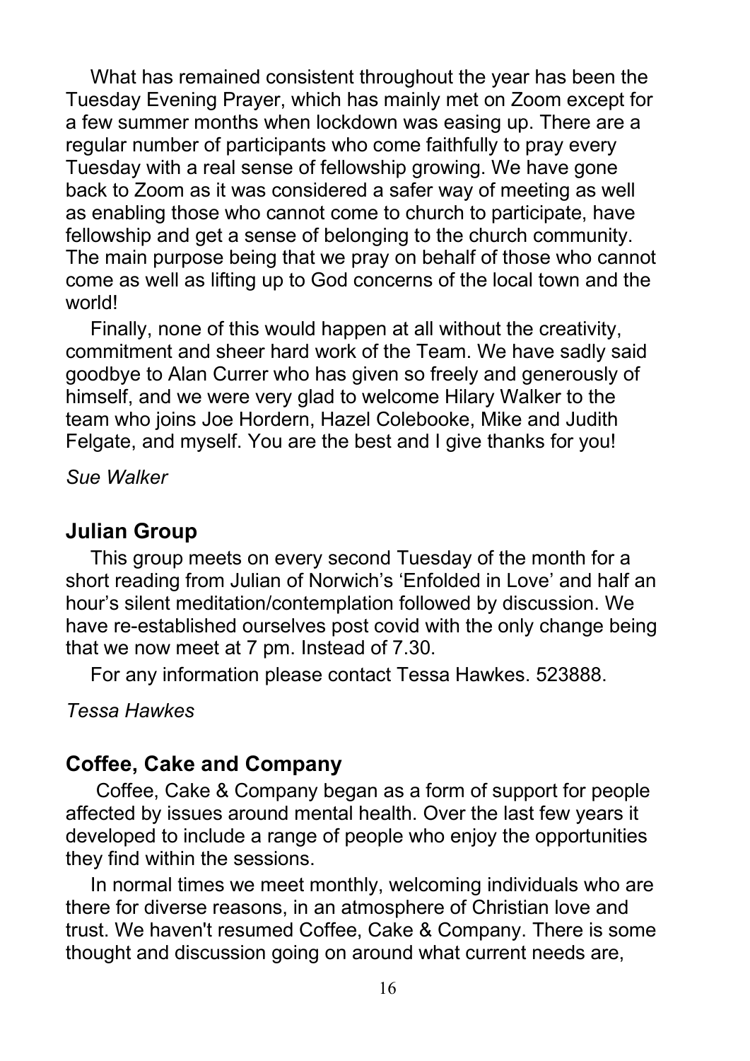What has remained consistent throughout the year has been the Tuesday Evening Prayer, which has mainly met on Zoom except for a few summer months when lockdown was easing up. There are a regular number of participants who come faithfully to pray every Tuesday with a real sense of fellowship growing. We have gone back to Zoom as it was considered a safer way of meeting as well as enabling those who cannot come to church to participate, have fellowship and get a sense of belonging to the church community. The main purpose being that we pray on behalf of those who cannot come as well as lifting up to God concerns of the local town and the world!

Finally, none of this would happen at all without the creativity, commitment and sheer hard work of the Team. We have sadly said goodbye to Alan Currer who has given so freely and generously of himself, and we were very glad to welcome Hilary Walker to the team who joins Joe Hordern, Hazel Colebooke, Mike and Judith Felgate, and myself. You are the best and I give thanks for you!

*Sue Walker*

## Julian Group

This group meets on every second Tuesday of the month for a short reading from Julian of Norwich's 'Enfolded in Love' and half an hour's silent meditation/contemplation followed by discussion. We have re-established ourselves post covid with the only change being that we now meet at 7 pm. Instead of 7.30.

For any information please contact Tessa Hawkes. 523888.

*Tessa Hawkes*

## Coffee, Cake and Company

Coffee, Cake & Company began as a form of support for people affected by issues around mental health. Over the last few years it developed to include a range of people who enjoy the opportunities they find within the sessions.

In normal times we meet monthly, welcoming individuals who are there for diverse reasons, in an atmosphere of Christian love and trust. We haven't resumed Coffee, Cake & Company. There is some thought and discussion going on around what current needs are,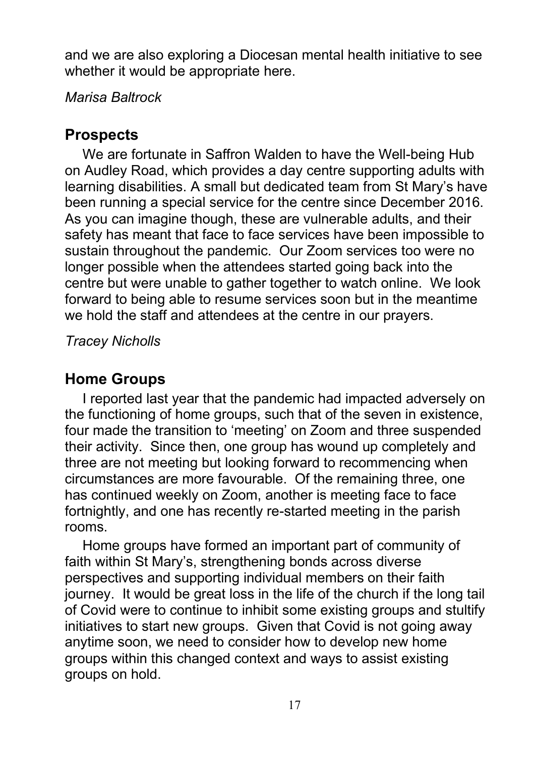and we are also exploring a Diocesan mental health initiative to see whether it would be appropriate here.

*Marisa Baltrock*

## Prospects

We are fortunate in Saffron Walden to have the Well-being Hub on Audley Road, which provides a day centre supporting adults with learning disabilities. A small but dedicated team from St Mary's have been running a special service for the centre since December 2016. As you can imagine though, these are vulnerable adults, and their safety has meant that face to face services have been impossible to sustain throughout the pandemic. Our Zoom services too were no longer possible when the attendees started going back into the centre but were unable to gather together to watch online. We look forward to being able to resume services soon but in the meantime we hold the staff and attendees at the centre in our prayers.

*Tracey Nicholls*

## Home Groups

I reported last year that the pandemic had impacted adversely on the functioning of home groups, such that of the seven in existence, four made the transition to 'meeting' on Zoom and three suspended their activity. Since then, one group has wound up completely and three are not meeting but looking forward to recommencing when circumstances are more favourable. Of the remaining three, one has continued weekly on Zoom, another is meeting face to face fortnightly, and one has recently re-started meeting in the parish rooms.

Home groups have formed an important part of community of faith within St Mary's, strengthening bonds across diverse perspectives and supporting individual members on their faith journey. It would be great loss in the life of the church if the long tail of Covid were to continue to inhibit some existing groups and stultify initiatives to start new groups. Given that Covid is not going away anytime soon, we need to consider how to develop new home groups within this changed context and ways to assist existing groups on hold.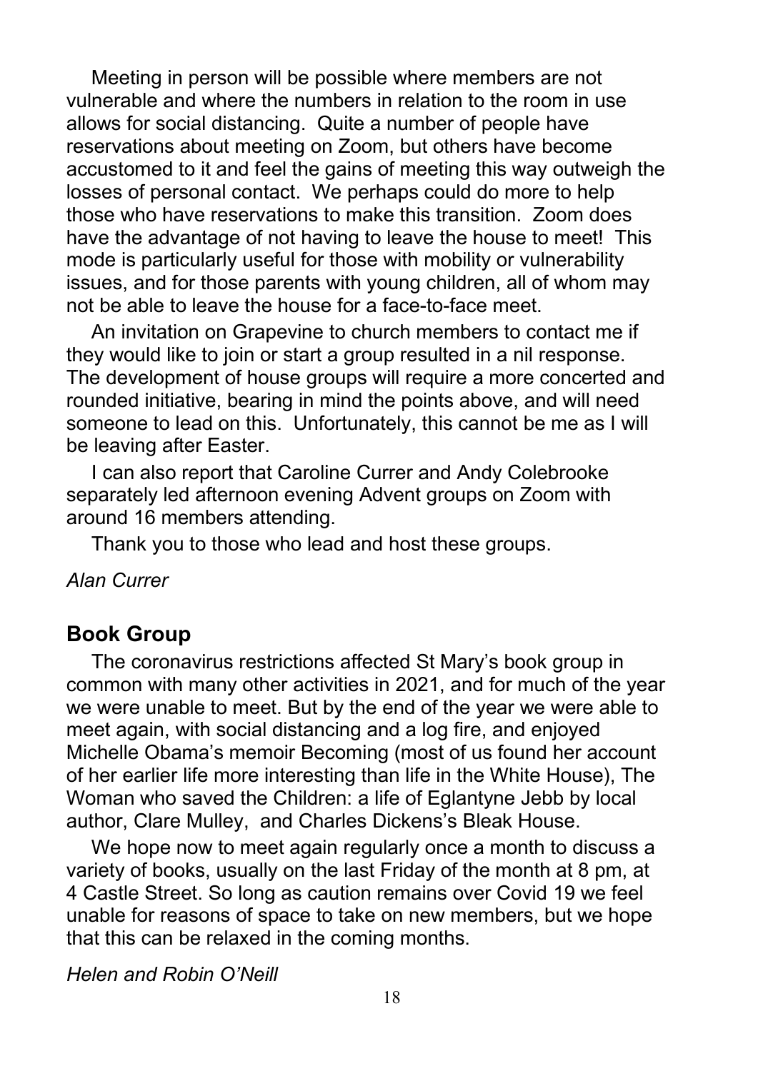Meeting in person will be possible where members are not vulnerable and where the numbers in relation to the room in use allows for social distancing. Quite a number of people have reservations about meeting on Zoom, but others have become accustomed to it and feel the gains of meeting this way outweigh the losses of personal contact. We perhaps could do more to help those who have reservations to make this transition. Zoom does have the advantage of not having to leave the house to meet! This mode is particularly useful for those with mobility or vulnerability issues, and for those parents with young children, all of whom may not be able to leave the house for a face-to-face meet.

An invitation on Grapevine to church members to contact me if they would like to join or start a group resulted in a nil response. The development of house groups will require a more concerted and rounded initiative, bearing in mind the points above, and will need someone to lead on this. Unfortunately, this cannot be me as I will be leaving after Easter.

I can also report that Caroline Currer and Andy Colebrooke separately led afternoon evening Advent groups on Zoom with around 16 members attending.

Thank you to those who lead and host these groups.

*Alan Currer*

## Book Group

The coronavirus restrictions affected St Mary's book group in common with many other activities in 2021, and for much of the year we were unable to meet. But by the end of the year we were able to meet again, with social distancing and a log fire, and enjoyed Michelle Obama's memoir Becoming (most of us found her account of her earlier life more interesting than life in the White House), The Woman who saved the Children: a life of Eglantyne Jebb by local author, Clare Mulley, and Charles Dickens's Bleak House.

We hope now to meet again regularly once a month to discuss a variety of books, usually on the last Friday of the month at 8 pm, at 4 Castle Street. So long as caution remains over Covid 19 we feel unable for reasons of space to take on new members, but we hope that this can be relaxed in the coming months.

*Helen and Robin O'Neill*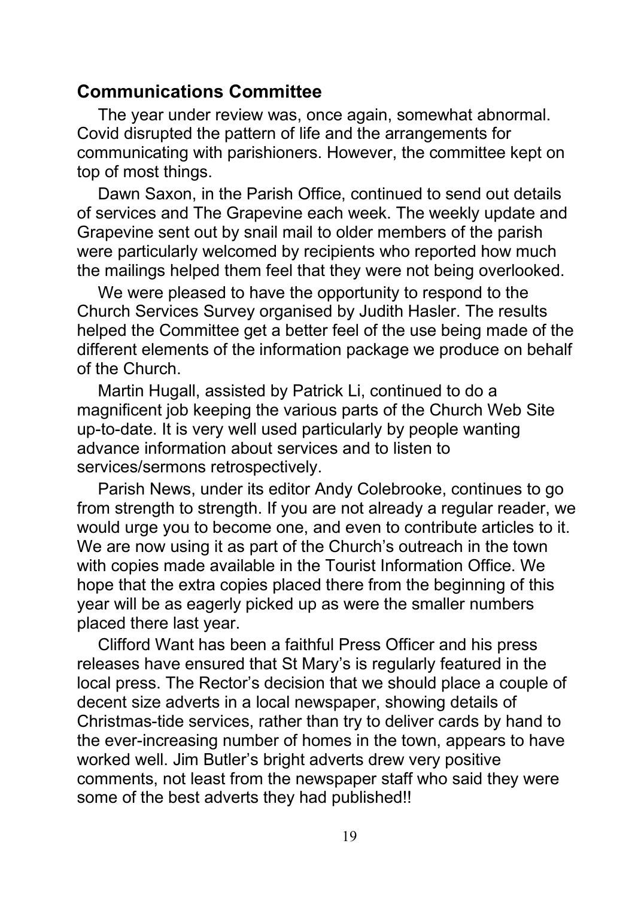## Communications Committee

The year under review was, once again, somewhat abnormal. Covid disrupted the pattern of life and the arrangements for communicating with parishioners. However, the committee kept on top of most things.

Dawn Saxon, in the Parish Office, continued to send out details of services and The Grapevine each week. The weekly update and Grapevine sent out by snail mail to older members of the parish were particularly welcomed by recipients who reported how much the mailings helped them feel that they were not being overlooked.

We were pleased to have the opportunity to respond to the Church Services Survey organised by Judith Hasler. The results helped the Committee get a better feel of the use being made of the different elements of the information package we produce on behalf of the Church.

Martin Hugall, assisted by Patrick Li, continued to do a magnificent job keeping the various parts of the Church Web Site up-to-date. It is very well used particularly by people wanting advance information about services and to listen to services/sermons retrospectively.

Parish News, under its editor Andy Colebrooke, continues to go from strength to strength. If you are not already a regular reader, we would urge you to become one, and even to contribute articles to it. We are now using it as part of the Church's outreach in the town with copies made available in the Tourist Information Office. We hope that the extra copies placed there from the beginning of this year will be as eagerly picked up as were the smaller numbers placed there last year.

Clifford Want has been a faithful Press Officer and his press releases have ensured that St Mary's is regularly featured in the local press. The Rector's decision that we should place a couple of decent size adverts in a local newspaper, showing details of Christmas-tide services, rather than try to deliver cards by hand to the ever-increasing number of homes in the town, appears to have worked well. Jim Butler's bright adverts drew very positive comments, not least from the newspaper staff who said they were some of the best adverts they had published!!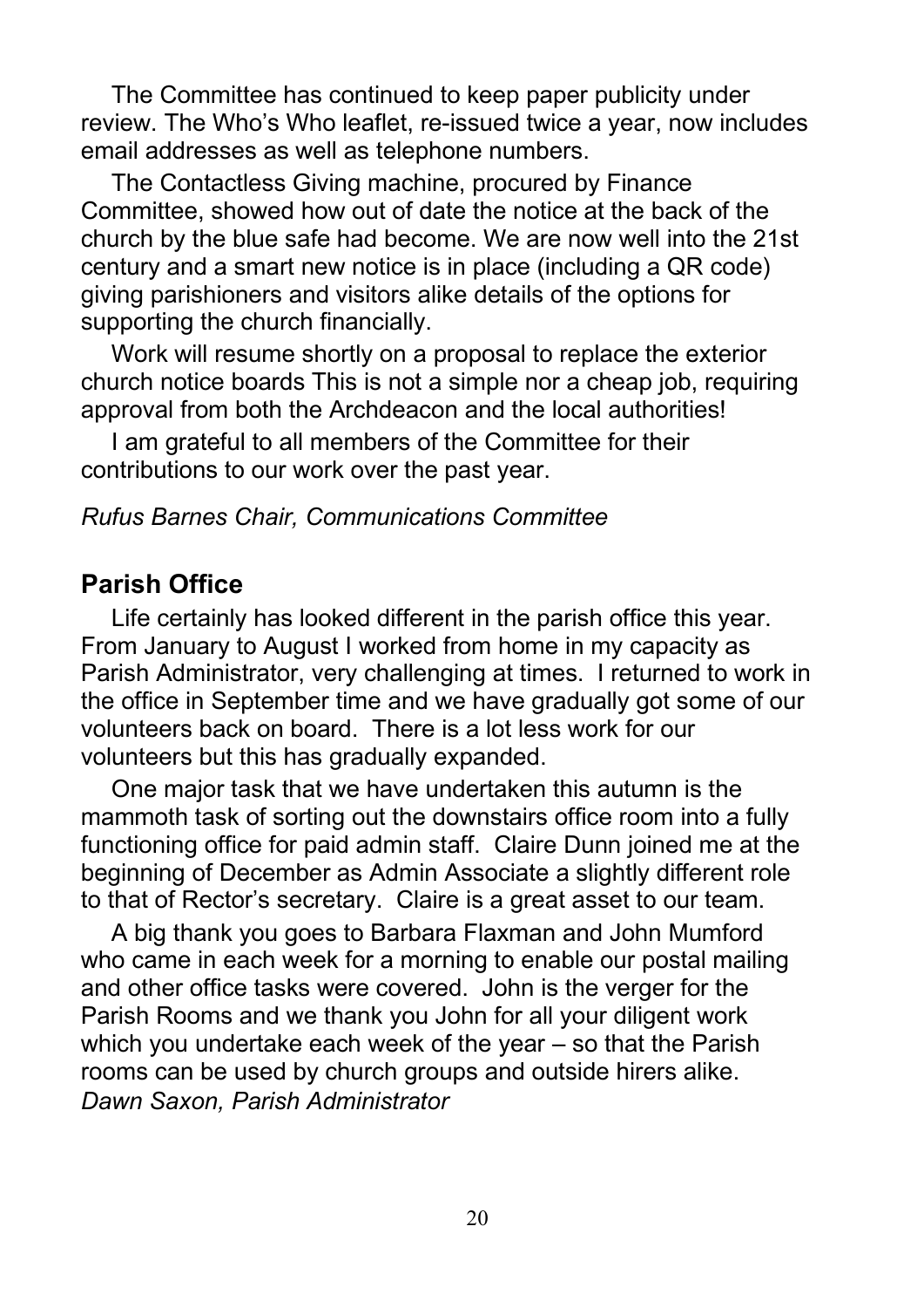The Committee has continued to keep paper publicity under review. The Who's Who leaflet, re-issued twice a year, now includes email addresses as well as telephone numbers.

The Contactless Giving machine, procured by Finance Committee, showed how out of date the notice at the back of the church by the blue safe had become. We are now well into the 21st century and a smart new notice is in place (including a QR code) giving parishioners and visitors alike details of the options for supporting the church financially.

Work will resume shortly on a proposal to replace the exterior church notice boards This is not a simple nor a cheap job, requiring approval from both the Archdeacon and the local authorities!

I am grateful to all members of the Committee for their contributions to our work over the past year.

*Rufus Barnes Chair, Communications Committee*

## Parish Office

Life certainly has looked different in the parish office this year. From January to August I worked from home in my capacity as Parish Administrator, very challenging at times. I returned to work in the office in September time and we have gradually got some of our volunteers back on board. There is a lot less work for our volunteers but this has gradually expanded.

One major task that we have undertaken this autumn is the mammoth task of sorting out the downstairs office room into a fully functioning office for paid admin staff. Claire Dunn joined me at the beginning of December as Admin Associate a slightly different role to that of Rector's secretary. Claire is a great asset to our team.

A big thank you goes to Barbara Flaxman and John Mumford who came in each week for a morning to enable our postal mailing and other office tasks were covered. John is the verger for the Parish Rooms and we thank you John for all your diligent work which you undertake each week of the year – so that the Parish rooms can be used by church groups and outside hirers alike.
*Dawn Saxon, Parish Administrator*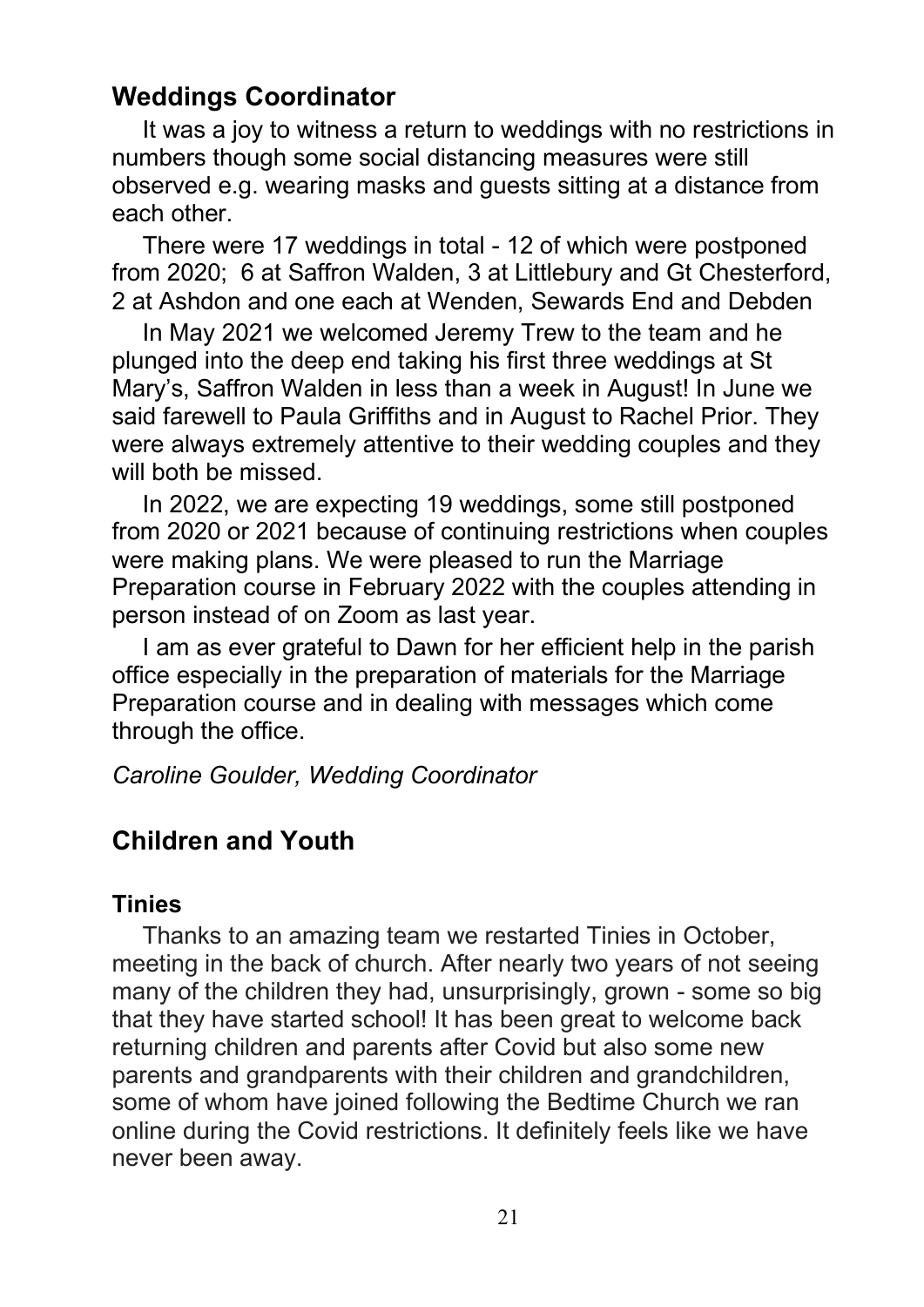## Weddings Coordinator

It was a joy to witness a return to weddings with no restrictions in numbers though some social distancing measures were still observed e.g. wearing masks and guests sitting at a distance from each other.

There were 17 weddings in total - 12 of which were postponed from 2020; 6 at Saffron Walden, 3 at Littlebury and Gt Chesterford, 2 at Ashdon and one each at Wenden, Sewards End and Debden

In May 2021 we welcomed Jeremy Trew to the team and he plunged into the deep end taking his first three weddings at St Mary's, Saffron Walden in less than a week in August! In June we said farewell to Paula Griffiths and in August to Rachel Prior. They were always extremely attentive to their wedding couples and they will both be missed.

In 2022, we are expecting 19 weddings, some still postponed from 2020 or 2021 because of continuing restrictions when couples were making plans. We were pleased to run the Marriage Preparation course in February 2022 with the couples attending in person instead of on Zoom as last year.

I am as ever grateful to Dawn for her efficient help in the parish office especially in the preparation of materials for the Marriage Preparation course and in dealing with messages which come through the office.

*Caroline Goulder, Wedding Coordinator*

## Children and Youth

### Tinies

Thanks to an amazing team we restarted Tinies in October, meeting in the back of church. After nearly two years of not seeing many of the children they had, unsurprisingly, grown - some so big that they have started school! It has been great to welcome back returning children and parents after Covid but also some new parents and grandparents with their children and grandchildren, some of whom have joined following the Bedtime Church we ran online during the Covid restrictions. It definitely feels like we have never been away.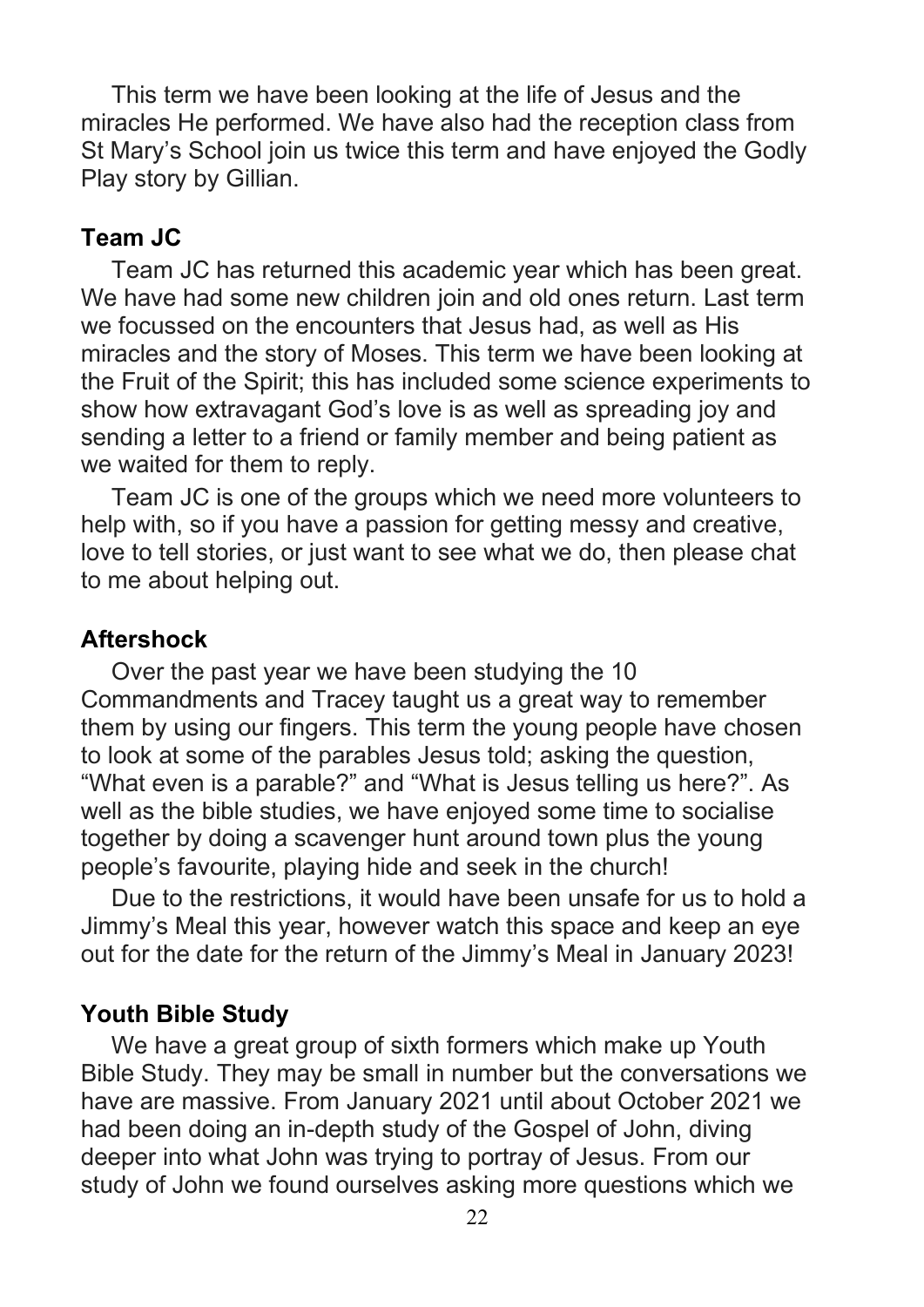This term we have been looking at the life of Jesus and the miracles He performed. We have also had the reception class from St Mary's School join us twice this term and have enjoyed the Godly Play story by Gillian.

**Team JC**

Team JC has returned this academic year which has been great. We have had some new children join and old ones return. Last term we focussed on the encounters that Jesus had, as well as His miracles and the story of Moses. This term we have been looking at the Fruit of the Spirit; this has included some science experiments to show how extravagant God's love is as well as spreading joy and sending a letter to a friend or family member and being patient as we waited for them to reply.

Team JC is one of the groups which we need more volunteers to help with, so if you have a passion for getting messy and creative, love to tell stories, or just want to see what we do, then please chat to me about helping out.

**Aftershock**

Over the past year we have been studying the 10 Commandments and Tracey taught us a great way to remember them by using our fingers. This term the young people have chosen to look at some of the parables Jesus told; asking the question, "What even is a parable?" and "What is Jesus telling us here?". As well as the bible studies, we have enjoyed some time to socialise together by doing a scavenger hunt around town plus the young people's favourite, playing hide and seek in the church!

Due to the restrictions, it would have been unsafe for us to hold a Jimmy's Meal this year, however watch this space and keep an eye out for the date for the return of the Jimmy's Meal in January 2023!

**Youth Bible Study**

We have a great group of sixth formers which make up Youth Bible Study. They may be small in number but the conversations we have are massive. From January 2021 until about October 2021 we had been doing an in-depth study of the Gospel of John, diving deeper into what John was trying to portray of Jesus. From our study of John we found ourselves asking more questions which we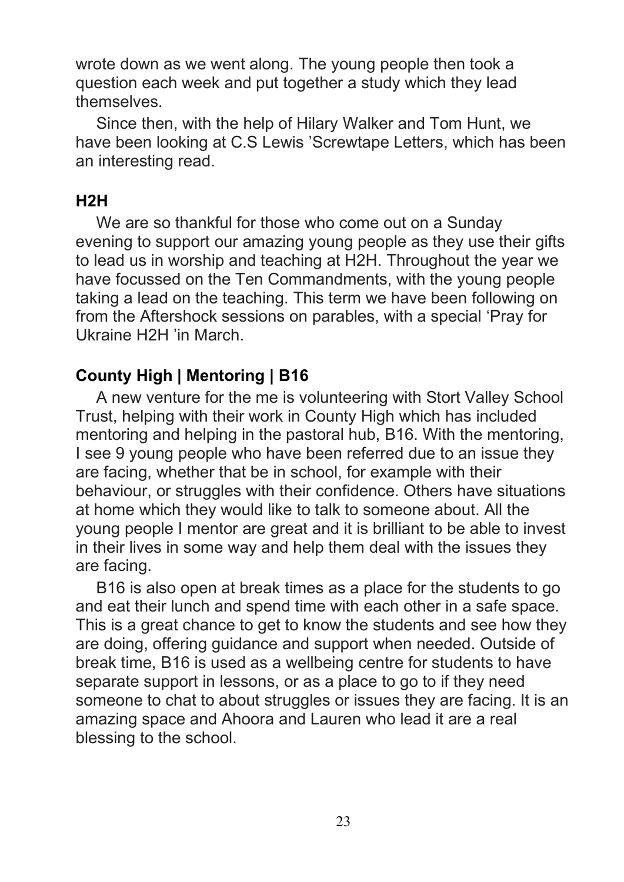wrote down as we went along. The young people then took a question each week and put together a study which they lead themselves.

Since then, with the help of Hilary Walker and Tom Hunt, we have been looking at C.S Lewis 'Screwtape Letters, which has been an interesting read.

**H2H**

We are so thankful for those who come out on a Sunday evening to support our amazing young people as they use their gifts to lead us in worship and teaching at H2H. Throughout the year we have focussed on the Ten Commandments, with the young people taking a lead on the teaching. This term we have been following on from the Aftershock sessions on parables, with a special 'Pray for Ukraine H2H 'in March.

**County High | Mentoring | B16**

A new venture for the me is volunteering with Stort Valley School Trust, helping with their work in County High which has included mentoring and helping in the pastoral hub, B16. With the mentoring, I see 9 young people who have been referred due to an issue they are facing, whether that be in school, for example with their behaviour, or struggles with their confidence. Others have situations at home which they would like to talk to someone about. All the young people I mentor are great and it is brilliant to be able to invest in their lives in some way and help them deal with the issues they are facing.

B16 is also open at break times as a place for the students to go and eat their lunch and spend time with each other in a safe space. This is a great chance to get to know the students and see how they are doing, offering guidance and support when needed. Outside of break time, B16 is used as a wellbeing centre for students to have separate support in lessons, or as a place to go to if they need someone to chat to about struggles or issues they are facing. It is an amazing space and Ahoora and Lauren who lead it are a real blessing to the school.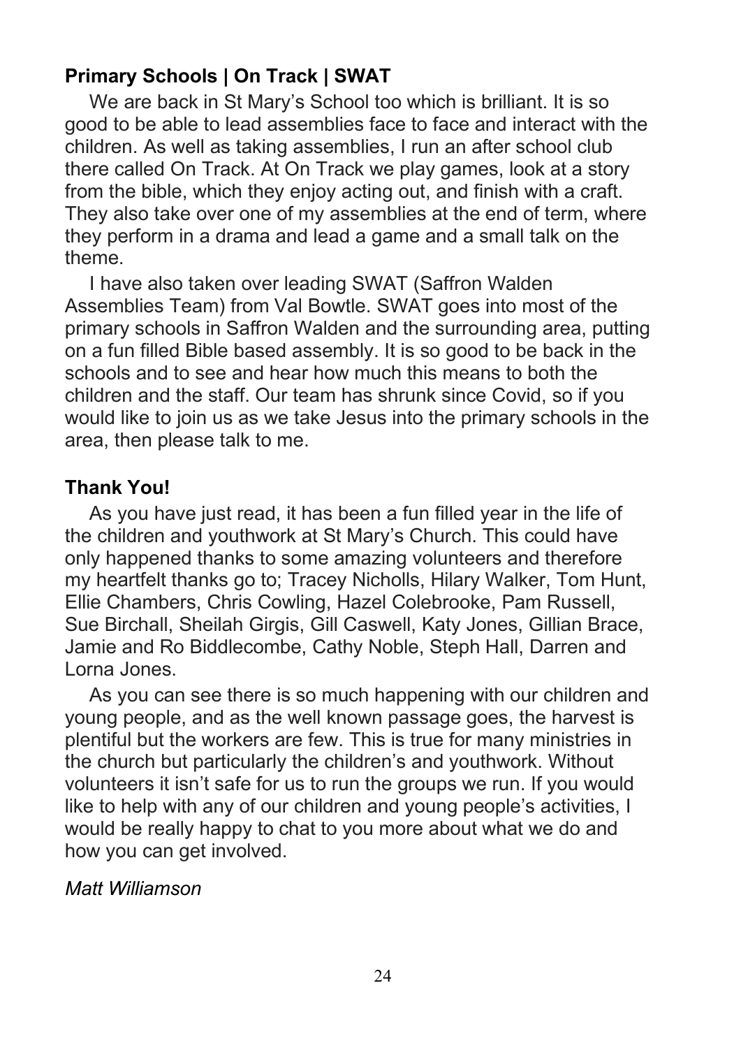**Primary Schools | On Track | SWAT**

We are back in St Mary's School too which is brilliant. It is so good to be able to lead assemblies face to face and interact with the children. As well as taking assemblies, I run an after school club there called On Track. At On Track we play games, look at a story from the bible, which they enjoy acting out, and finish with a craft. They also take over one of my assemblies at the end of term, where they perform in a drama and lead a game and a small talk on the theme.

I have also taken over leading SWAT (Saffron Walden Assemblies Team) from Val Bowtle. SWAT goes into most of the primary schools in Saffron Walden and the surrounding area, putting on a fun filled Bible based assembly. It is so good to be back in the schools and to see and hear how much this means to both the children and the staff. Our team has shrunk since Covid, so if you would like to join us as we take Jesus into the primary schools in the area, then please talk to me.

**Thank You!**

As you have just read, it has been a fun filled year in the life of the children and youthwork at St Mary's Church. This could have only happened thanks to some amazing volunteers and therefore my heartfelt thanks go to; Tracey Nicholls, Hilary Walker, Tom Hunt, Ellie Chambers, Chris Cowling, Hazel Colebrooke, Pam Russell, Sue Birchall, Sheilah Girgis, Gill Caswell, Katy Jones, Gillian Brace, Jamie and Ro Biddlecombe, Cathy Noble, Steph Hall, Darren and Lorna Jones.

As you can see there is so much happening with our children and young people, and as the well known passage goes, the harvest is plentiful but the workers are few. This is true for many ministries in the church but particularly the children's and youthwork. Without volunteers it isn't safe for us to run the groups we run. If you would like to help with any of our children and young people's activities, I would be really happy to chat to you more about what we do and how you can get involved.

*Matt Williamson*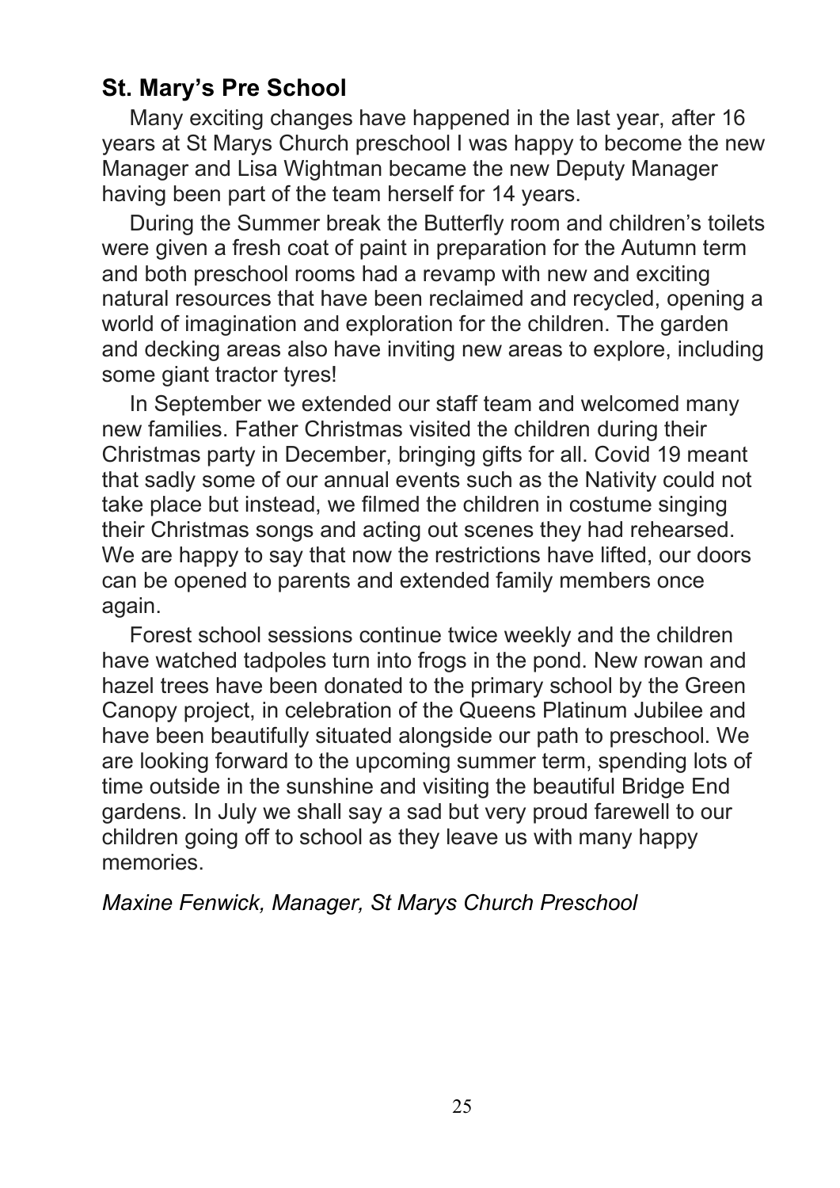## St. Mary's Pre School

Many exciting changes have happened in the last year, after 16 years at St Marys Church preschool I was happy to become the new Manager and Lisa Wightman became the new Deputy Manager having been part of the team herself for 14 years.

During the Summer break the Butterfly room and children's toilets were given a fresh coat of paint in preparation for the Autumn term and both preschool rooms had a revamp with new and exciting natural resources that have been reclaimed and recycled, opening a world of imagination and exploration for the children. The garden and decking areas also have inviting new areas to explore, including some giant tractor tyres!

In September we extended our staff team and welcomed many new families. Father Christmas visited the children during their Christmas party in December, bringing gifts for all. Covid 19 meant that sadly some of our annual events such as the Nativity could not take place but instead, we filmed the children in costume singing their Christmas songs and acting out scenes they had rehearsed. We are happy to say that now the restrictions have lifted, our doors can be opened to parents and extended family members once again.

Forest school sessions continue twice weekly and the children have watched tadpoles turn into frogs in the pond. New rowan and hazel trees have been donated to the primary school by the Green Canopy project, in celebration of the Queens Platinum Jubilee and have been beautifully situated alongside our path to preschool. We are looking forward to the upcoming summer term, spending lots of time outside in the sunshine and visiting the beautiful Bridge End gardens. In July we shall say a sad but very proud farewell to our children going off to school as they leave us with many happy memories.

*Maxine Fenwick, Manager, St Marys Church Preschool*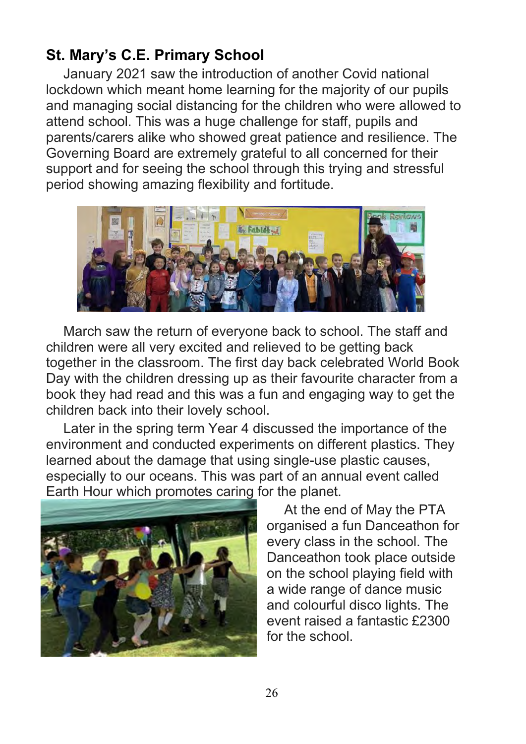## St. Mary's C.E. Primary School

January 2021 saw the introduction of another Covid national lockdown which meant home learning for the majority of our pupils and managing social distancing for the children who were allowed to attend school. This was a huge challenge for staff, pupils and parents/carers alike who showed great patience and resilience. The Governing Board are extremely grateful to all concerned for their support and for seeing the school through this trying and stressful period showing amazing flexibility and fortitude.

March saw the return of everyone back to school. The staff and children were all very excited and relieved to be getting back together in the classroom. The first day back celebrated World Book Day with the children dressing up as their favourite character from a book they had read and this was a fun and engaging way to get the children back into their lovely school.

Later in the spring term Year 4 discussed the importance of the environment and conducted experiments on different plastics. They learned about the damage that using single-use plastic causes, especially to our oceans. This was part of an annual event called Earth Hour which promotes caring for the planet.

At the end of May the PTA organised a fun Danceathon for every class in the school. The Danceathon took place outside on the school playing field with a wide range of dance music and colourful disco lights. The event raised a fantastic £2300 for the school.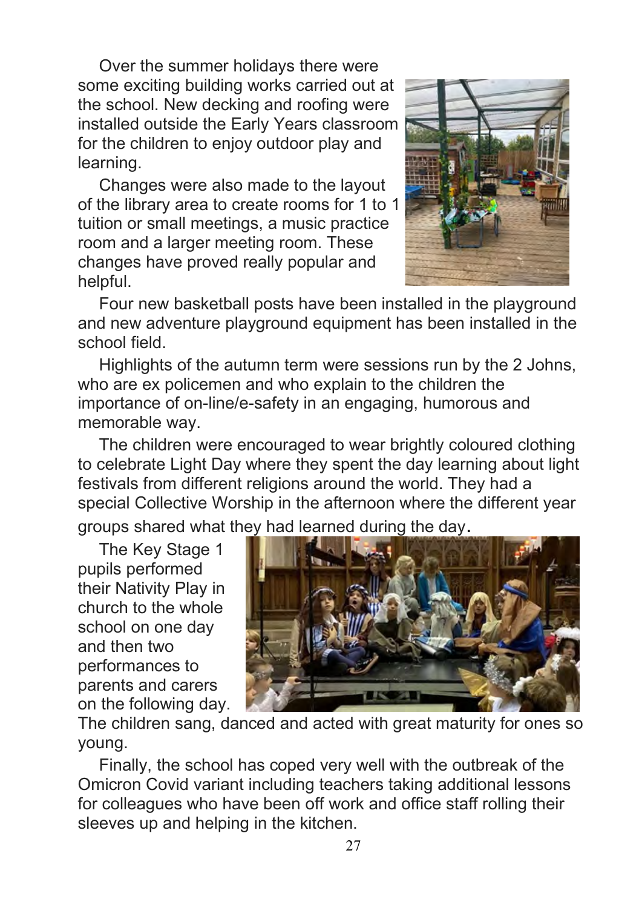Over the summer holidays there were some exciting building works carried out at the school. New decking and roofing were installed outside the Early Years classroom for the children to enjoy outdoor play and learning.

Changes were also made to the layout of the library area to create rooms for 1 to 1 tuition or small meetings, a music practice room and a larger meeting room. These changes have proved really popular and helpful.

Four new basketball posts have been installed in the playground and new adventure playground equipment has been installed in the school field.

Highlights of the autumn term were sessions run by the 2 Johns, who are ex policemen and who explain to the children the importance of on-line/e-safety in an engaging, humorous and memorable way.

The children were encouraged to wear brightly coloured clothing to celebrate Light Day where they spent the day learning about light festivals from different religions around the world. They had a special Collective Worship in the afternoon where the different year groups shared what they had learned during the day.

The Key Stage 1 pupils performed their Nativity Play in church to the whole school on one day and then two performances to parents and carers on the following day. The children sang, danced and acted with great maturity for ones so young.

Finally, the school has coped very well with the outbreak of the Omicron Covid variant including teachers taking additional lessons for colleagues who have been off work and office staff rolling their sleeves up and helping in the kitchen.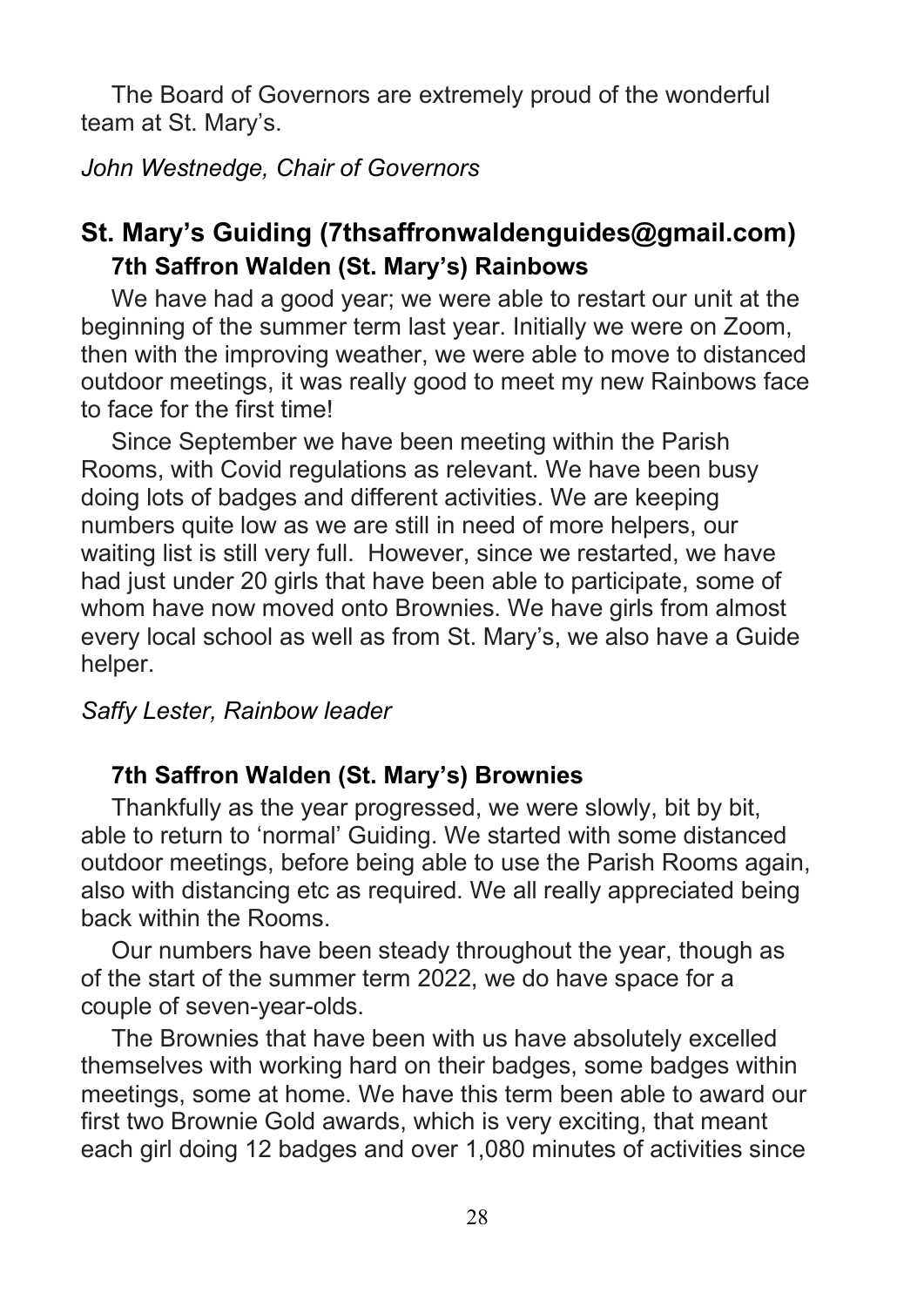The Board of Governors are extremely proud of the wonderful team at St. Mary's.

*John Westnedge, Chair of Governors*

## St. Mary's Guiding (7thsaffronwaldenguides@gmail.com)

### 7th Saffron Walden (St. Mary's) Rainbows

We have had a good year; we were able to restart our unit at the beginning of the summer term last year. Initially we were on Zoom, then with the improving weather, we were able to move to distanced outdoor meetings, it was really good to meet my new Rainbows face to face for the first time!

Since September we have been meeting within the Parish Rooms, with Covid regulations as relevant. We have been busy doing lots of badges and different activities. We are keeping numbers quite low as we are still in need of more helpers, our waiting list is still very full. However, since we restarted, we have had just under 20 girls that have been able to participate, some of whom have now moved onto Brownies. We have girls from almost every local school as well as from St. Mary's, we also have a Guide helper.

*Saffy Lester, Rainbow leader*

### 7th Saffron Walden (St. Mary's) Brownies

Thankfully as the year progressed, we were slowly, bit by bit, able to return to 'normal' Guiding. We started with some distanced outdoor meetings, before being able to use the Parish Rooms again, also with distancing etc as required. We all really appreciated being back within the Rooms.

Our numbers have been steady throughout the year, though as of the start of the summer term 2022, we do have space for a couple of seven-year-olds.

The Brownies that have been with us have absolutely excelled themselves with working hard on their badges, some badges within meetings, some at home. We have this term been able to award our first two Brownie Gold awards, which is very exciting, that meant each girl doing 12 badges and over 1,080 minutes of activities since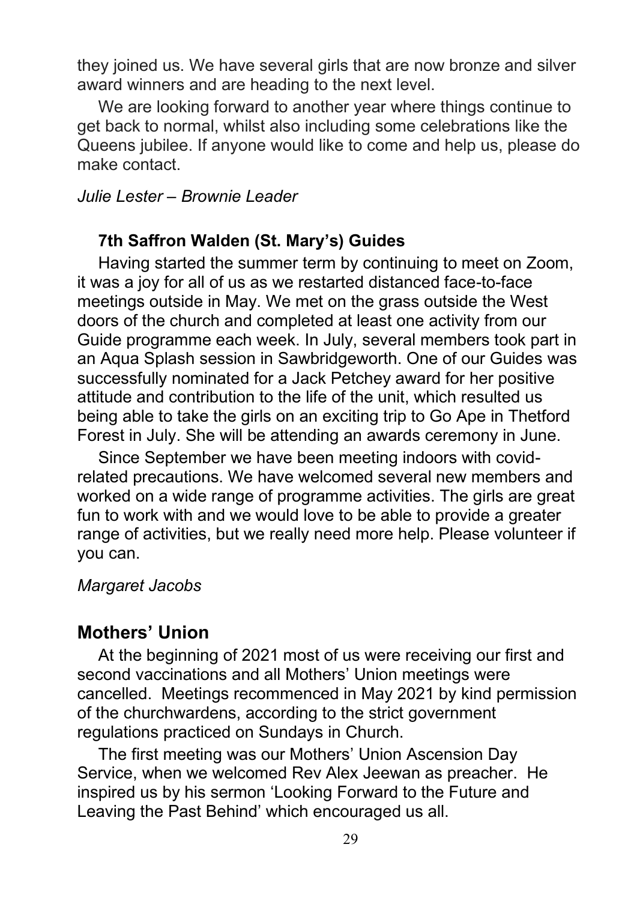they joined us. We have several girls that are now bronze and silver award winners and are heading to the next level.

We are looking forward to another year where things continue to get back to normal, whilst also including some celebrations like the Queens jubilee. If anyone would like to come and help us, please do make contact.

*Julie Lester – Brownie Leader*

### 7th Saffron Walden (St. Mary's) Guides

Having started the summer term by continuing to meet on Zoom, it was a joy for all of us as we restarted distanced face-to-face meetings outside in May. We met on the grass outside the West doors of the church and completed at least one activity from our Guide programme each week. In July, several members took part in an Aqua Splash session in Sawbridgeworth. One of our Guides was successfully nominated for a Jack Petchey award for her positive attitude and contribution to the life of the unit, which resulted us being able to take the girls on an exciting trip to Go Ape in Thetford Forest in July. She will be attending an awards ceremony in June.

Since September we have been meeting indoors with covid-related precautions. We have welcomed several new members and worked on a wide range of programme activities. The girls are great fun to work with and we would love to be able to provide a greater range of activities, but we really need more help. Please volunteer if you can.

*Margaret Jacobs*

## Mothers' Union

At the beginning of 2021 most of us were receiving our first and second vaccinations and all Mothers' Union meetings were cancelled. Meetings recommenced in May 2021 by kind permission of the churchwardens, according to the strict government regulations practiced on Sundays in Church.

The first meeting was our Mothers' Union Ascension Day Service, when we welcomed Rev Alex Jeewan as preacher. He inspired us by his sermon 'Looking Forward to the Future and Leaving the Past Behind' which encouraged us all.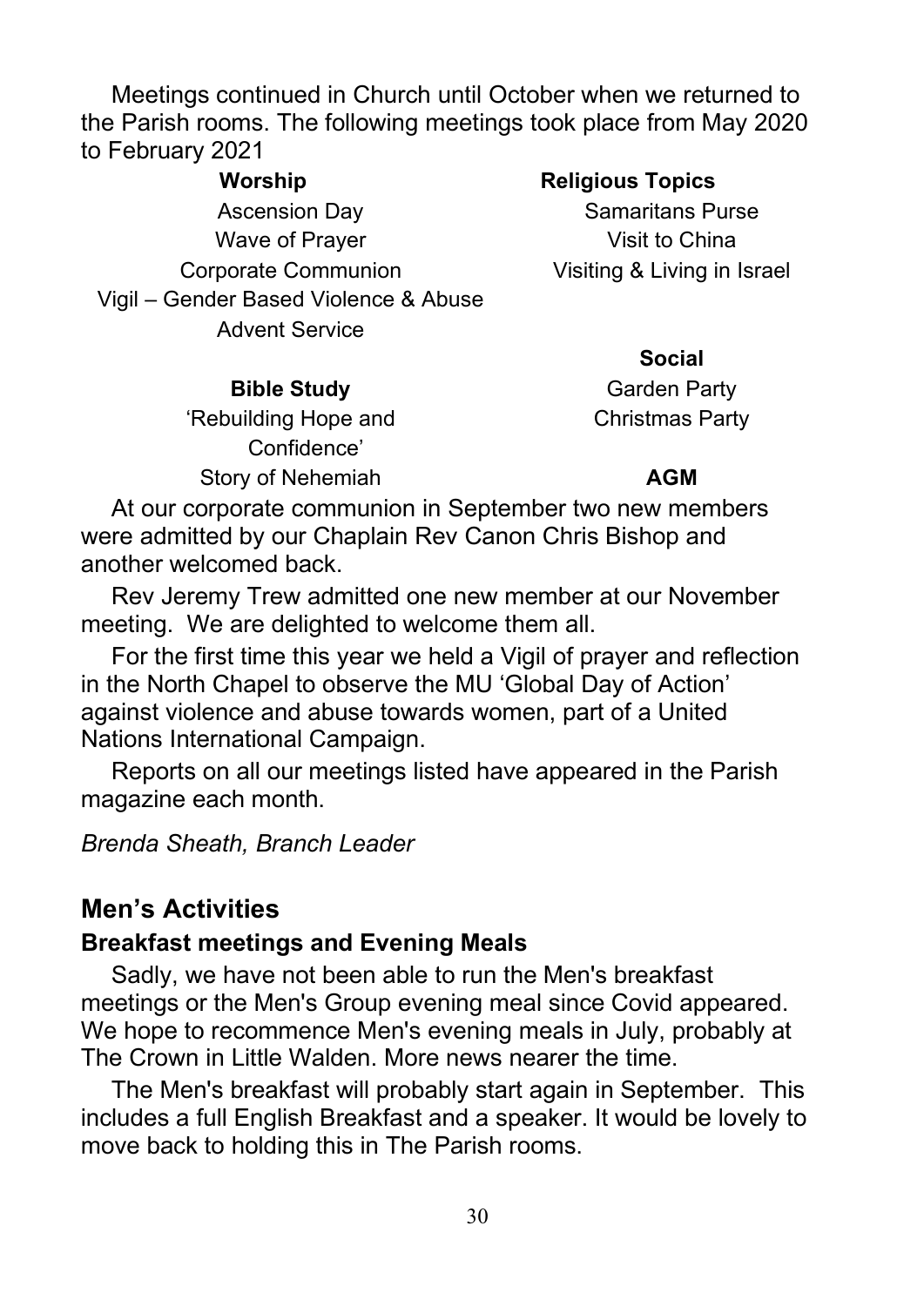Meetings continued in Church until October when we returned to the Parish rooms. The following meetings took place from May 2020 to February 2021

**Worship**

Ascension Day
Wave of Prayer
Corporate Communion
Vigil – Gender Based Violence & Abuse
Advent Service

**Bible Study**

'Rebuilding Hope and Confidence'
Story of Nehemiah

**Religious Topics**

Samaritans Purse
Visit to China
Visiting & Living in Israel

**Social**

Garden Party
Christmas Party

**AGM**

At our corporate communion in September two new members were admitted by our Chaplain Rev Canon Chris Bishop and another welcomed back.

Rev Jeremy Trew admitted one new member at our November meeting. We are delighted to welcome them all.

For the first time this year we held a Vigil of prayer and reflection in the North Chapel to observe the MU 'Global Day of Action' against violence and abuse towards women, part of a United Nations International Campaign.

Reports on all our meetings listed have appeared in the Parish magazine each month.

*Brenda Sheath, Branch Leader*

## Men's Activities

### Breakfast meetings and Evening Meals

Sadly, we have not been able to run the Men's breakfast meetings or the Men's Group evening meal since Covid appeared. We hope to recommence Men's evening meals in July, probably at The Crown in Little Walden. More news nearer the time.

The Men's breakfast will probably start again in September. This includes a full English Breakfast and a speaker. It would be lovely to move back to holding this in The Parish rooms.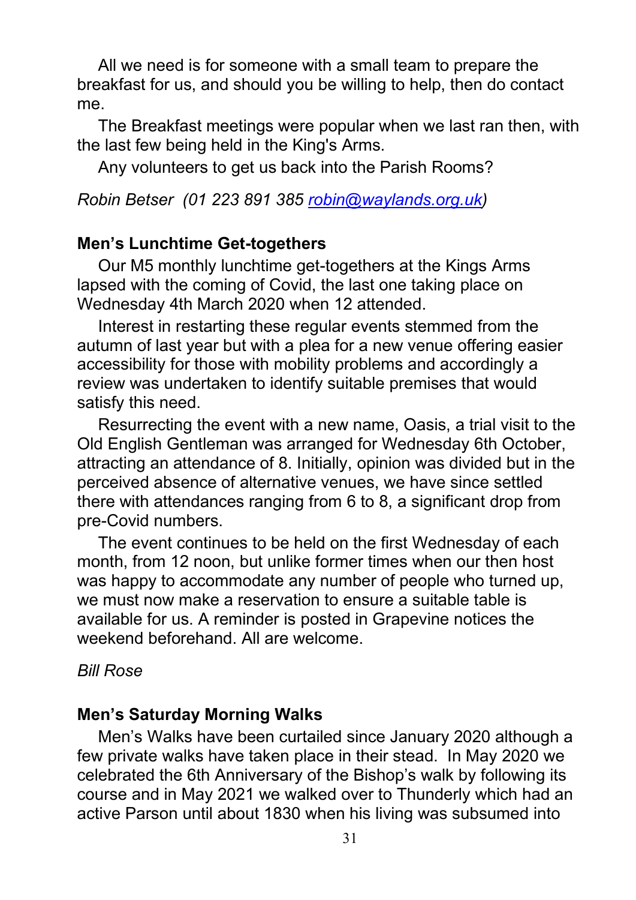All we need is for someone with a small team to prepare the breakfast for us, and should you be willing to help, then do contact me.

The Breakfast meetings were popular when we last ran then, with the last few being held in the King's Arms.

Any volunteers to get us back into the Parish Rooms?

*Robin Betser (01 223 891 385 [robin@waylands.org.uk](mailto:robin@waylands.org.uk))*

## Men's Lunchtime Get-togethers

Our M5 monthly lunchtime get-togethers at the Kings Arms lapsed with the coming of Covid, the last one taking place on Wednesday 4th March 2020 when 12 attended.

Interest in restarting these regular events stemmed from the autumn of last year but with a plea for a new venue offering easier accessibility for those with mobility problems and accordingly a review was undertaken to identify suitable premises that would satisfy this need.

Resurrecting the event with a new name, Oasis, a trial visit to the Old English Gentleman was arranged for Wednesday 6th October, attracting an attendance of 8. Initially, opinion was divided but in the perceived absence of alternative venues, we have since settled there with attendances ranging from 6 to 8, a significant drop from pre-Covid numbers.

The event continues to be held on the first Wednesday of each month, from 12 noon, but unlike former times when our then host was happy to accommodate any number of people who turned up, we must now make a reservation to ensure a suitable table is available for us. A reminder is posted in Grapevine notices the weekend beforehand. All are welcome.

*Bill Rose*

## Men's Saturday Morning Walks

Men's Walks have been curtailed since January 2020 although a few private walks have taken place in their stead. In May 2020 we celebrated the 6th Anniversary of the Bishop's walk by following its course and in May 2021 we walked over to Thunderly which had an active Parson until about 1830 when his living was subsumed into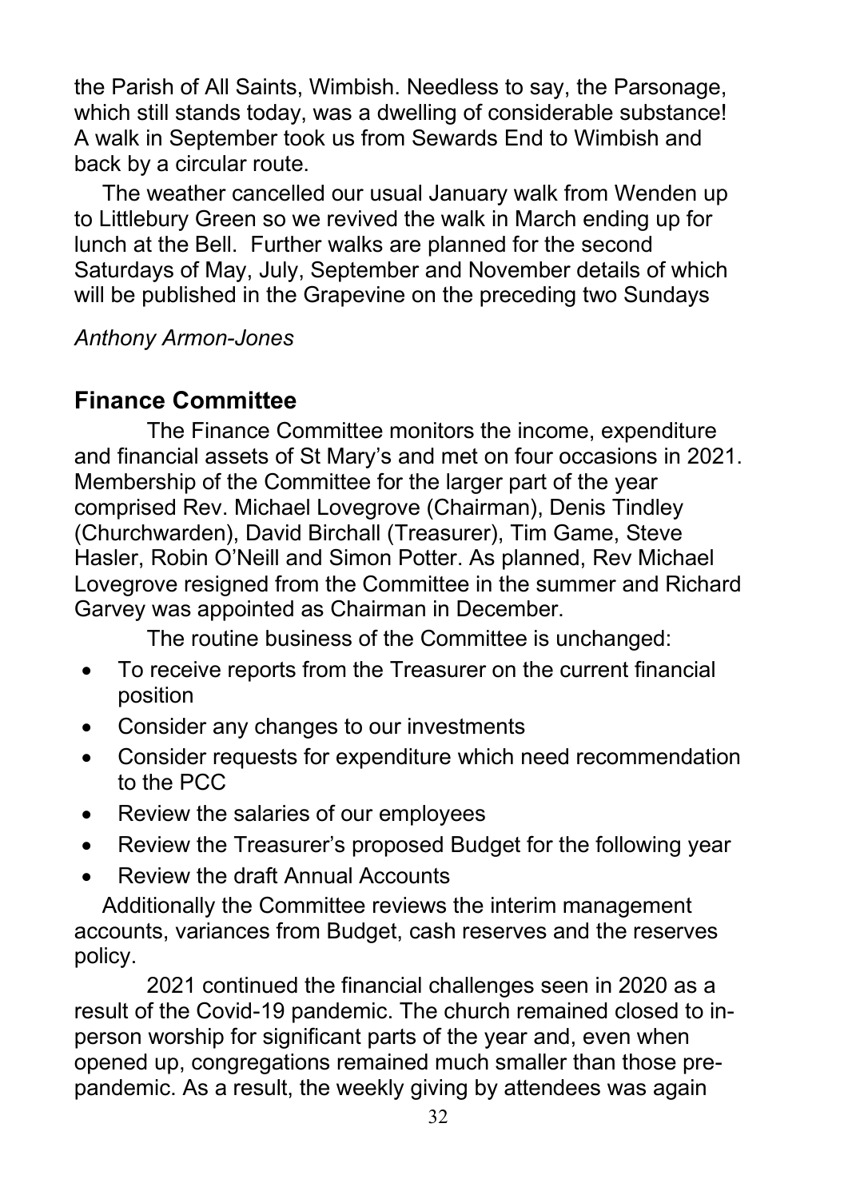the Parish of All Saints, Wimbish. Needless to say, the Parsonage, which still stands today, was a dwelling of considerable substance! A walk in September took us from Sewards End to Wimbish and back by a circular route.

The weather cancelled our usual January walk from Wenden up to Littlebury Green so we revived the walk in March ending up for lunch at the Bell. Further walks are planned for the second Saturdays of May, July, September and November details of which will be published in the Grapevine on the preceding two Sundays

*Anthony Armon-Jones*

## Finance Committee

The Finance Committee monitors the income, expenditure and financial assets of St Mary's and met on four occasions in 2021. Membership of the Committee for the larger part of the year comprised Rev. Michael Lovegrove (Chairman), Denis Tindley (Churchwarden), David Birchall (Treasurer), Tim Game, Steve Hasler, Robin O'Neill and Simon Potter. As planned, Rev Michael Lovegrove resigned from the Committee in the summer and Richard Garvey was appointed as Chairman in December.

The routine business of the Committee is unchanged:

- To receive reports from the Treasurer on the current financial position
- Consider any changes to our investments
- Consider requests for expenditure which need recommendation to the PCC
- Review the salaries of our employees
- Review the Treasurer's proposed Budget for the following year
- Review the draft Annual Accounts

Additionally the Committee reviews the interim management accounts, variances from Budget, cash reserves and the reserves policy.

2021 continued the financial challenges seen in 2020 as a result of the Covid-19 pandemic. The church remained closed to in-person worship for significant parts of the year and, even when opened up, congregations remained much smaller than those pre-pandemic. As a result, the weekly giving by attendees was again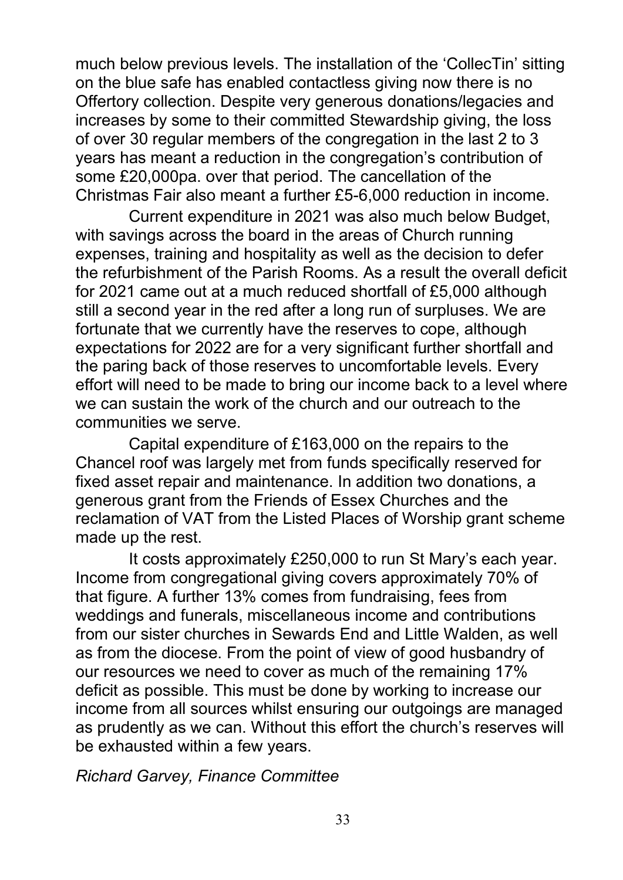much below previous levels. The installation of the 'CollecTin' sitting on the blue safe has enabled contactless giving now there is no Offertory collection. Despite very generous donations/legacies and increases by some to their committed Stewardship giving, the loss of over 30 regular members of the congregation in the last 2 to 3 years has meant a reduction in the congregation's contribution of some £20,000pa. over that period. The cancellation of the Christmas Fair also meant a further £5-6,000 reduction in income.

Current expenditure in 2021 was also much below Budget, with savings across the board in the areas of Church running expenses, training and hospitality as well as the decision to defer the refurbishment of the Parish Rooms. As a result the overall deficit for 2021 came out at a much reduced shortfall of £5,000 although still a second year in the red after a long run of surpluses. We are fortunate that we currently have the reserves to cope, although expectations for 2022 are for a very significant further shortfall and the paring back of those reserves to uncomfortable levels. Every effort will need to be made to bring our income back to a level where we can sustain the work of the church and our outreach to the communities we serve.

Capital expenditure of £163,000 on the repairs to the Chancel roof was largely met from funds specifically reserved for fixed asset repair and maintenance. In addition two donations, a generous grant from the Friends of Essex Churches and the reclamation of VAT from the Listed Places of Worship grant scheme made up the rest.

It costs approximately £250,000 to run St Mary's each year. Income from congregational giving covers approximately 70% of that figure. A further 13% comes from fundraising, fees from weddings and funerals, miscellaneous income and contributions from our sister churches in Sewards End and Little Walden, as well as from the diocese. From the point of view of good husbandry of our resources we need to cover as much of the remaining 17% deficit as possible. This must be done by working to increase our income from all sources whilst ensuring our outgoings are managed as prudently as we can. Without this effort the church's reserves will be exhausted within a few years.

*Richard Garvey, Finance Committee*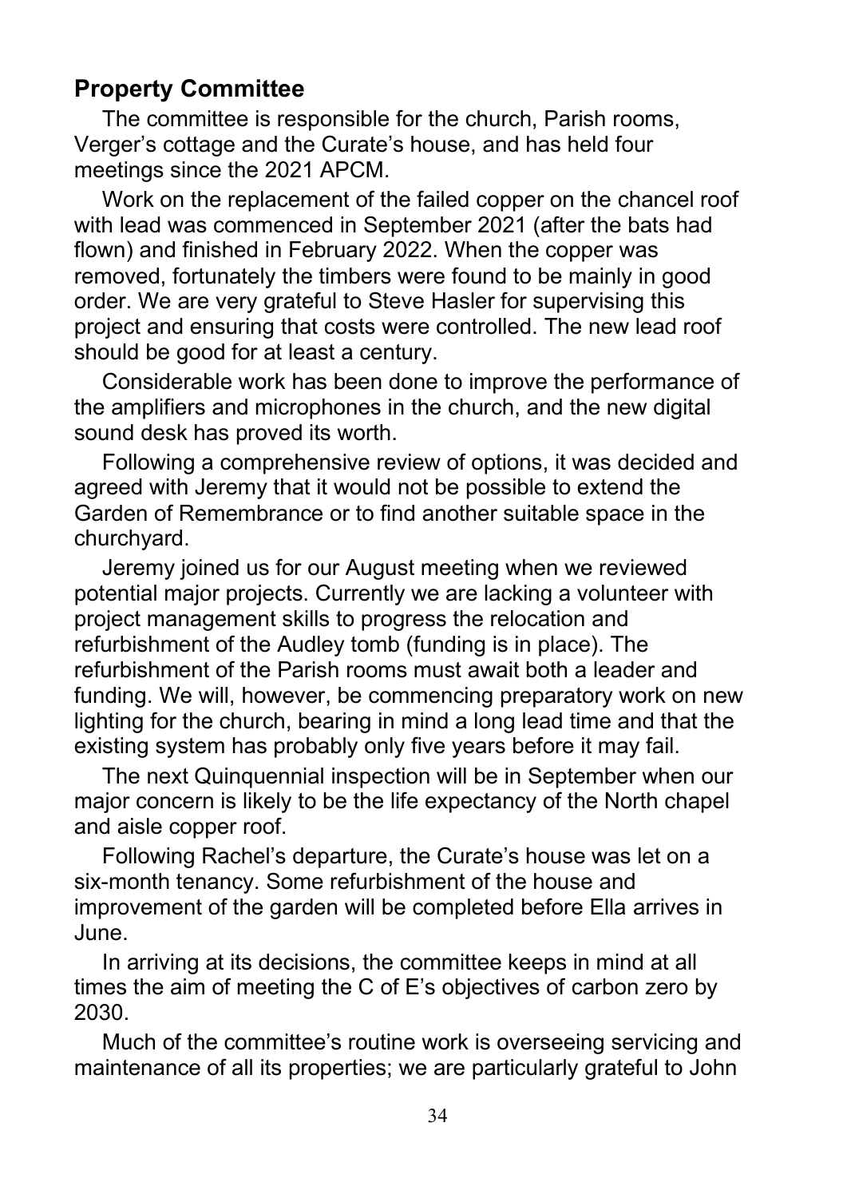## Property Committee

The committee is responsible for the church, Parish rooms, Verger's cottage and the Curate's house, and has held four meetings since the 2021 APCM.

Work on the replacement of the failed copper on the chancel roof with lead was commenced in September 2021 (after the bats had flown) and finished in February 2022. When the copper was removed, fortunately the timbers were found to be mainly in good order. We are very grateful to Steve Hasler for supervising this project and ensuring that costs were controlled. The new lead roof should be good for at least a century.

Considerable work has been done to improve the performance of the amplifiers and microphones in the church, and the new digital sound desk has proved its worth.

Following a comprehensive review of options, it was decided and agreed with Jeremy that it would not be possible to extend the Garden of Remembrance or to find another suitable space in the churchyard.

Jeremy joined us for our August meeting when we reviewed potential major projects. Currently we are lacking a volunteer with project management skills to progress the relocation and refurbishment of the Audley tomb (funding is in place). The refurbishment of the Parish rooms must await both a leader and funding. We will, however, be commencing preparatory work on new lighting for the church, bearing in mind a long lead time and that the existing system has probably only five years before it may fail.

The next Quinquennial inspection will be in September when our major concern is likely to be the life expectancy of the North chapel and aisle copper roof.

Following Rachel's departure, the Curate's house was let on a six-month tenancy. Some refurbishment of the house and improvement of the garden will be completed before Ella arrives in June.

In arriving at its decisions, the committee keeps in mind at all times the aim of meeting the C of E's objectives of carbon zero by 2030.

Much of the committee's routine work is overseeing servicing and maintenance of all its properties; we are particularly grateful to John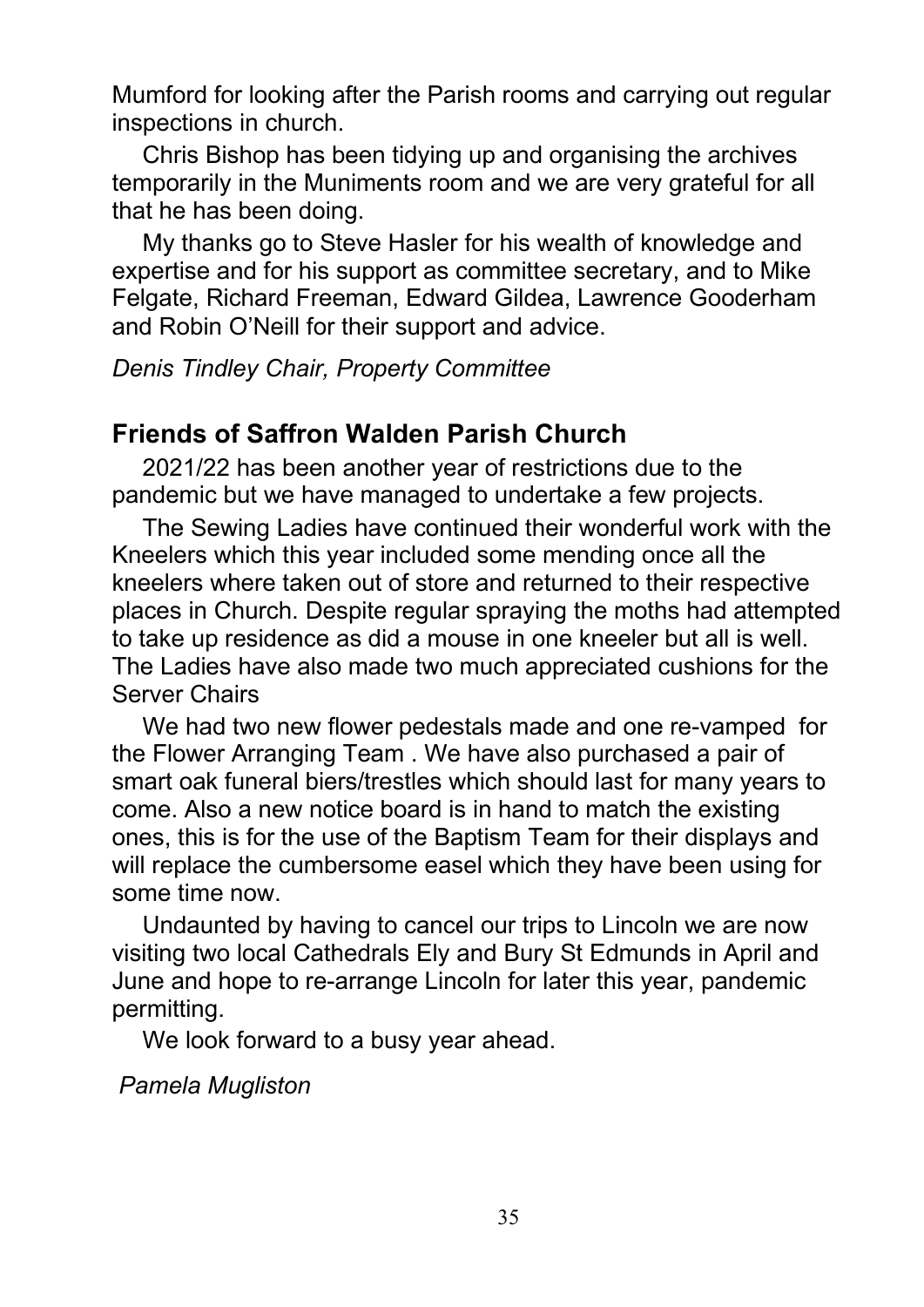Mumford for looking after the Parish rooms and carrying out regular inspections in church.

Chris Bishop has been tidying up and organising the archives temporarily in the Muniments room and we are very grateful for all that he has been doing.

My thanks go to Steve Hasler for his wealth of knowledge and expertise and for his support as committee secretary, and to Mike Felgate, Richard Freeman, Edward Gildea, Lawrence Gooderham and Robin O'Neill for their support and advice.

*Denis Tindley Chair, Property Committee*

## Friends of Saffron Walden Parish Church

2021/22 has been another year of restrictions due to the pandemic but we have managed to undertake a few projects.

The Sewing Ladies have continued their wonderful work with the Kneelers which this year included some mending once all the kneelers where taken out of store and returned to their respective places in Church. Despite regular spraying the moths had attempted to take up residence as did a mouse in one kneeler but all is well. The Ladies have also made two much appreciated cushions for the Server Chairs

We had two new flower pedestals made and one re-vamped for the Flower Arranging Team . We have also purchased a pair of smart oak funeral biers/trestles which should last for many years to come. Also a new notice board is in hand to match the existing ones, this is for the use of the Baptism Team for their displays and will replace the cumbersome easel which they have been using for some time now.

Undaunted by having to cancel our trips to Lincoln we are now visiting two local Cathedrals Ely and Bury St Edmunds in April and June and hope to re-arrange Lincoln for later this year, pandemic permitting.

We look forward to a busy year ahead.

*Pamela Mugliston*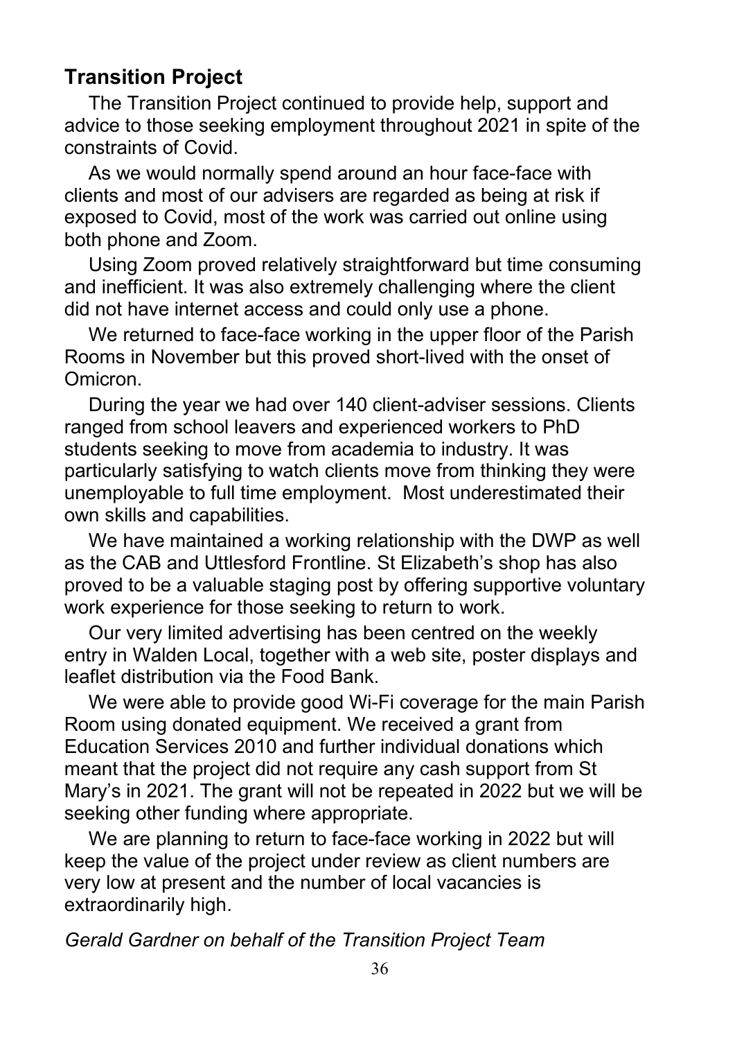## Transition Project

The Transition Project continued to provide help, support and advice to those seeking employment throughout 2021 in spite of the constraints of Covid.

As we would normally spend around an hour face-face with clients and most of our advisers are regarded as being at risk if exposed to Covid, most of the work was carried out online using both phone and Zoom.

Using Zoom proved relatively straightforward but time consuming and inefficient. It was also extremely challenging where the client did not have internet access and could only use a phone.

We returned to face-face working in the upper floor of the Parish Rooms in November but this proved short-lived with the onset of Omicron.

During the year we had over 140 client-adviser sessions. Clients ranged from school leavers and experienced workers to PhD students seeking to move from academia to industry. It was particularly satisfying to watch clients move from thinking they were unemployable to full time employment. Most underestimated their own skills and capabilities.

We have maintained a working relationship with the DWP as well as the CAB and Uttlesford Frontline. St Elizabeth's shop has also proved to be a valuable staging post by offering supportive voluntary work experience for those seeking to return to work.

Our very limited advertising has been centred on the weekly entry in Walden Local, together with a web site, poster displays and leaflet distribution via the Food Bank.

We were able to provide good Wi-Fi coverage for the main Parish Room using donated equipment. We received a grant from Education Services 2010 and further individual donations which meant that the project did not require any cash support from St Mary's in 2021. The grant will not be repeated in 2022 but we will be seeking other funding where appropriate.

We are planning to return to face-face working in 2022 but will keep the value of the project under review as client numbers are very low at present and the number of local vacancies is extraordinarily high.

*Gerald Gardner on behalf of the Transition Project Team*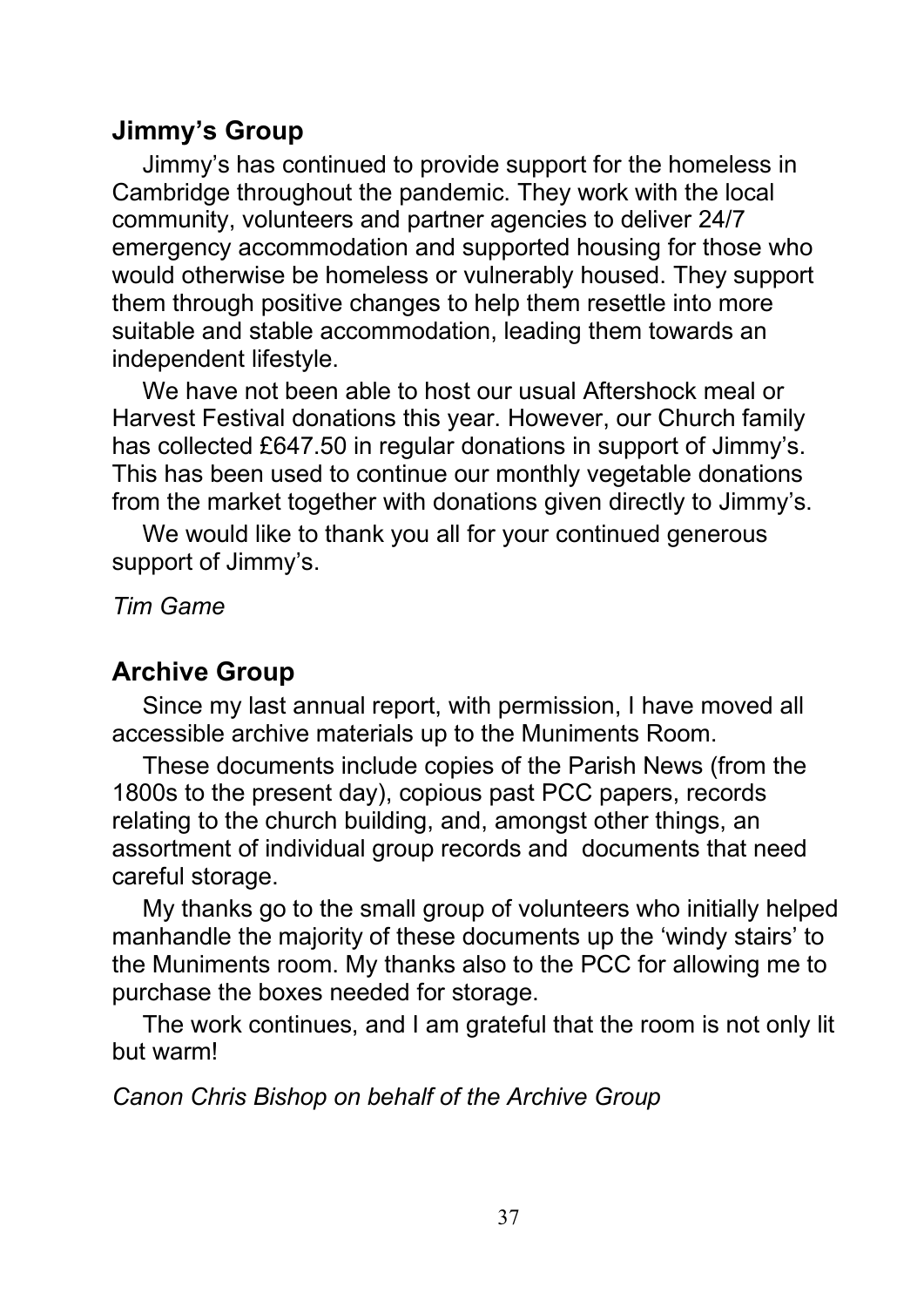## Jimmy's Group

Jimmy's has continued to provide support for the homeless in Cambridge throughout the pandemic. They work with the local community, volunteers and partner agencies to deliver 24/7 emergency accommodation and supported housing for those who would otherwise be homeless or vulnerably housed. They support them through positive changes to help them resettle into more suitable and stable accommodation, leading them towards an independent lifestyle.

We have not been able to host our usual Aftershock meal or Harvest Festival donations this year. However, our Church family has collected £647.50 in regular donations in support of Jimmy's. This has been used to continue our monthly vegetable donations from the market together with donations given directly to Jimmy's.

We would like to thank you all for your continued generous support of Jimmy's.

*Tim Game*

## Archive Group

Since my last annual report, with permission, I have moved all accessible archive materials up to the Muniments Room.

These documents include copies of the Parish News (from the 1800s to the present day), copious past PCC papers, records relating to the church building, and, amongst other things, an assortment of individual group records and documents that need careful storage.

My thanks go to the small group of volunteers who initially helped manhandle the majority of these documents up the 'windy stairs' to the Muniments room. My thanks also to the PCC for allowing me to purchase the boxes needed for storage.

The work continues, and I am grateful that the room is not only lit but warm!

*Canon Chris Bishop on behalf of the Archive Group*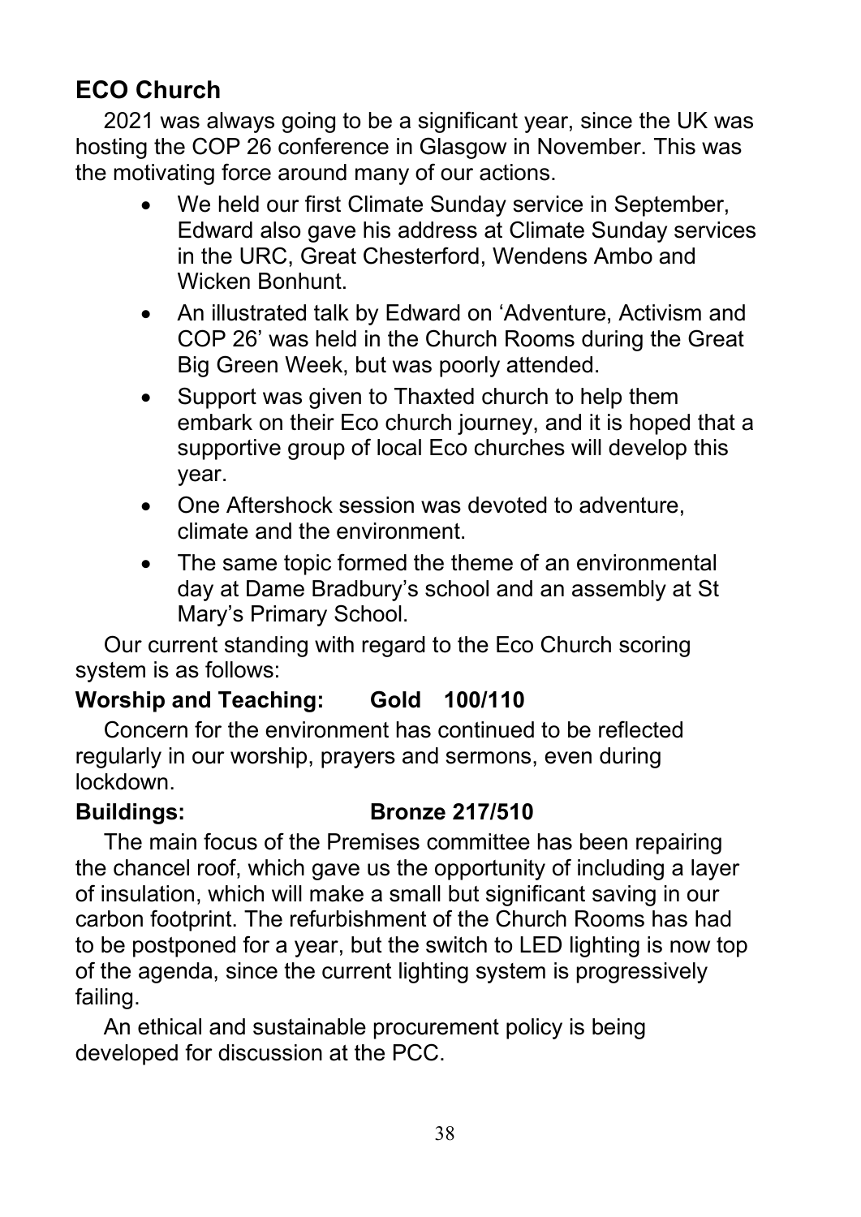## ECO Church

2021 was always going to be a significant year, since the UK was hosting the COP 26 conference in Glasgow in November. This was the motivating force around many of our actions.

- We held our first Climate Sunday service in September, Edward also gave his address at Climate Sunday services in the URC, Great Chesterford, Wendens Ambo and Wicken Bonhunt.
- An illustrated talk by Edward on 'Adventure, Activism and COP 26' was held in the Church Rooms during the Great Big Green Week, but was poorly attended.
- Support was given to Thaxted church to help them embark on their Eco church journey, and it is hoped that a supportive group of local Eco churches will develop this year.
- One Aftershock session was devoted to adventure, climate and the environment.
- The same topic formed the theme of an environmental day at Dame Bradbury's school and an assembly at St Mary's Primary School.

Our current standing with regard to the Eco Church scoring system is as follows:

**Worship and Teaching: Gold 100/110**

Concern for the environment has continued to be reflected regularly in our worship, prayers and sermons, even during lockdown.

**Buildings: Bronze 217/510**

The main focus of the Premises committee has been repairing the chancel roof, which gave us the opportunity of including a layer of insulation, which will make a small but significant saving in our carbon footprint. The refurbishment of the Church Rooms has had to be postponed for a year, but the switch to LED lighting is now top of the agenda, since the current lighting system is progressively failing.

An ethical and sustainable procurement policy is being developed for discussion at the PCC.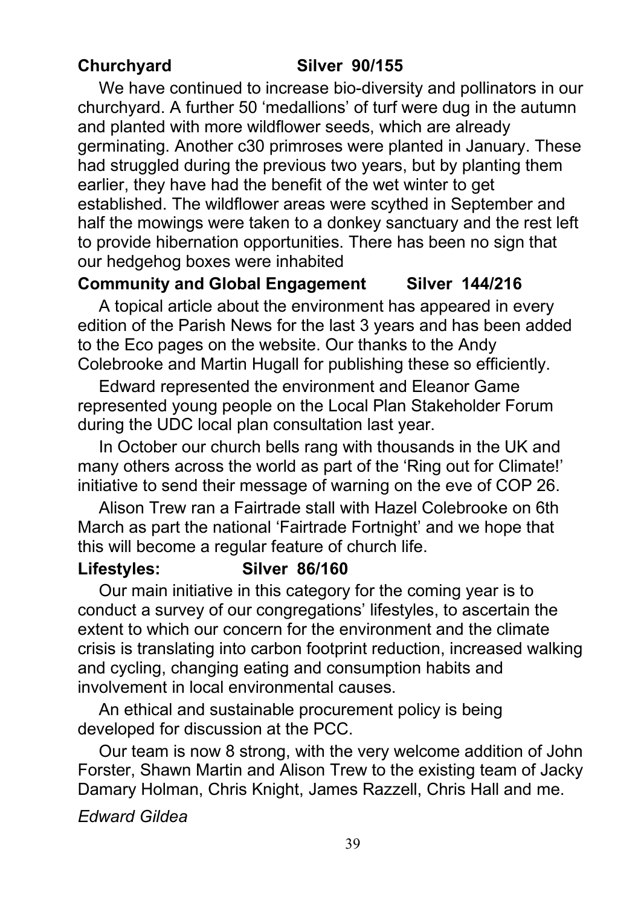**Churchyard Silver 90/155**

We have continued to increase bio-diversity and pollinators in our churchyard. A further 50 'medallions' of turf were dug in the autumn and planted with more wildflower seeds, which are already germinating. Another c30 primroses were planted in January. These had struggled during the previous two years, but by planting them earlier, they have had the benefit of the wet winter to get established. The wildflower areas were scythed in September and half the mowings were taken to a donkey sanctuary and the rest left to provide hibernation opportunities. There has been no sign that our hedgehog boxes were inhabited

**Community and Global Engagement Silver 144/216**

A topical article about the environment has appeared in every edition of the Parish News for the last 3 years and has been added to the Eco pages on the website. Our thanks to the Andy Colebrooke and Martin Hugall for publishing these so efficiently.

Edward represented the environment and Eleanor Game represented young people on the Local Plan Stakeholder Forum during the UDC local plan consultation last year.

In October our church bells rang with thousands in the UK and many others across the world as part of the 'Ring out for Climate!' initiative to send their message of warning on the eve of COP 26.

Alison Trew ran a Fairtrade stall with Hazel Colebrooke on 6th March as part the national 'Fairtrade Fortnight' and we hope that this will become a regular feature of church life.

**Lifestyles: Silver 86/160**

Our main initiative in this category for the coming year is to conduct a survey of our congregations' lifestyles, to ascertain the extent to which our concern for the environment and the climate crisis is translating into carbon footprint reduction, increased walking and cycling, changing eating and consumption habits and involvement in local environmental causes.

An ethical and sustainable procurement policy is being developed for discussion at the PCC.

Our team is now 8 strong, with the very welcome addition of John Forster, Shawn Martin and Alison Trew to the existing team of Jacky Damary Holman, Chris Knight, James Razzell, Chris Hall and me.

*Edward Gildea*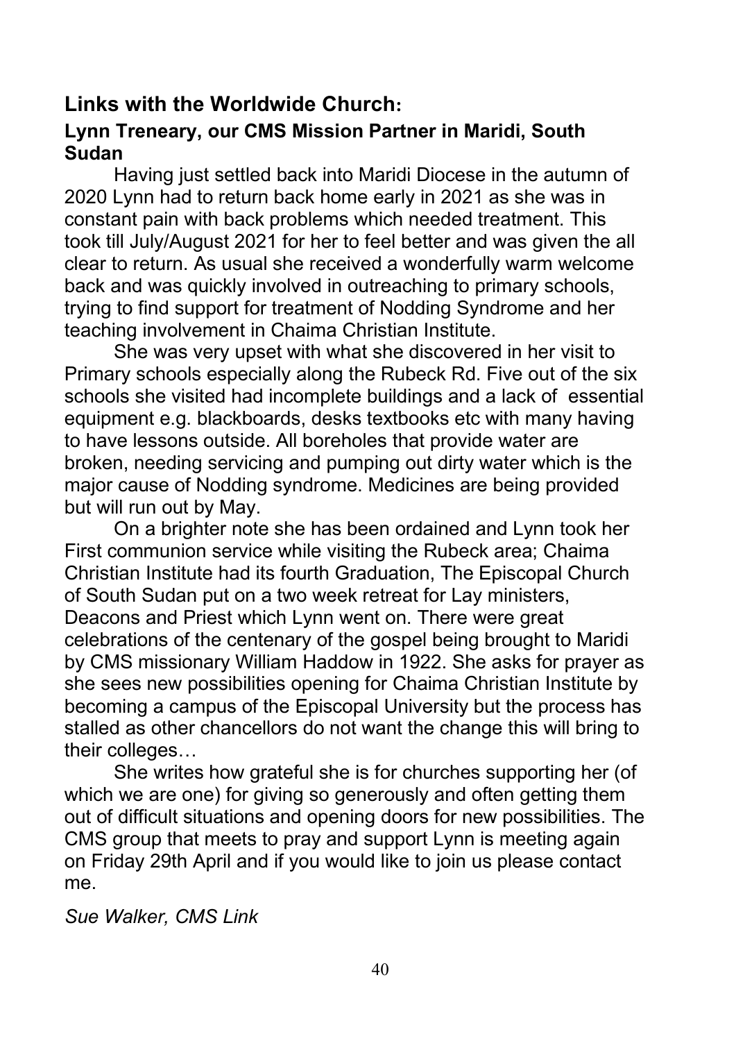## Links with the Worldwide Church:

### Lynn Treneary, our CMS Mission Partner in Maridi, South Sudan

Having just settled back into Maridi Diocese in the autumn of 2020 Lynn had to return back home early in 2021 as she was in constant pain with back problems which needed treatment. This took till July/August 2021 for her to feel better and was given the all clear to return. As usual she received a wonderfully warm welcome back and was quickly involved in outreaching to primary schools, trying to find support for treatment of Nodding Syndrome and her teaching involvement in Chaima Christian Institute.

She was very upset with what she discovered in her visit to Primary schools especially along the Rubeck Rd. Five out of the six schools she visited had incomplete buildings and a lack of essential equipment e.g. blackboards, desks textbooks etc with many having to have lessons outside. All boreholes that provide water are broken, needing servicing and pumping out dirty water which is the major cause of Nodding syndrome. Medicines are being provided but will run out by May.

On a brighter note she has been ordained and Lynn took her First communion service while visiting the Rubeck area; Chaima Christian Institute had its fourth Graduation, The Episcopal Church of South Sudan put on a two week retreat for Lay ministers, Deacons and Priest which Lynn went on. There were great celebrations of the centenary of the gospel being brought to Maridi by CMS missionary William Haddow in 1922. She asks for prayer as she sees new possibilities opening for Chaima Christian Institute by becoming a campus of the Episcopal University but the process has stalled as other chancellors do not want the change this will bring to their colleges…

She writes how grateful she is for churches supporting her (of which we are one) for giving so generously and often getting them out of difficult situations and opening doors for new possibilities. The CMS group that meets to pray and support Lynn is meeting again on Friday 29th April and if you would like to join us please contact me.

*Sue Walker, CMS Link*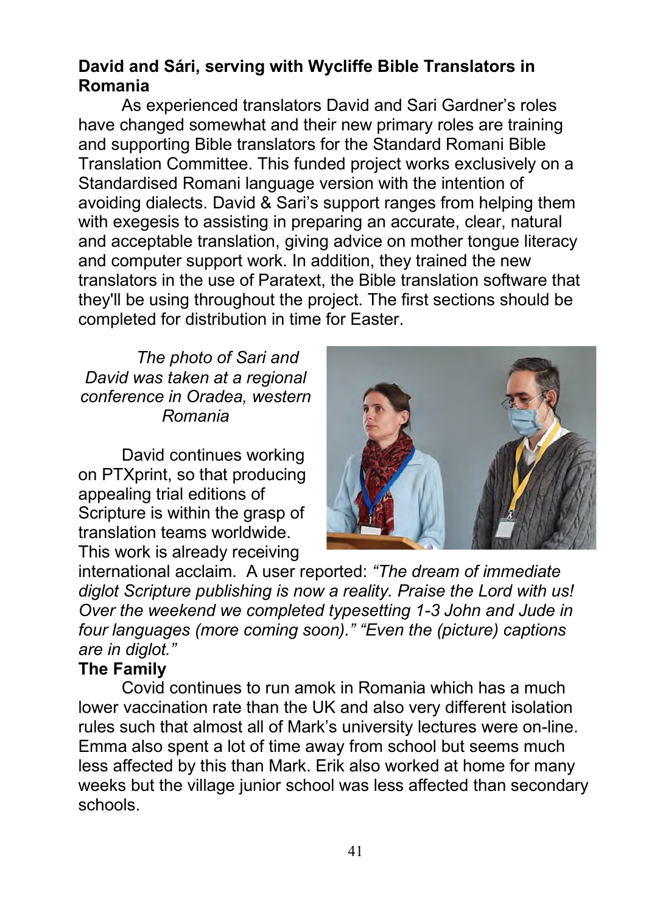**David and Sári, serving with Wycliffe Bible Translators in Romania**

As experienced translators David and Sari Gardner's roles have changed somewhat and their new primary roles are training and supporting Bible translators for the Standard Romani Bible Translation Committee. This funded project works exclusively on a Standardised Romani language version with the intention of avoiding dialects. David & Sari's support ranges from helping them with exegesis to assisting in preparing an accurate, clear, natural and acceptable translation, giving advice on mother tongue literacy and computer support work. In addition, they trained the new translators in the use of Paratext, the Bible translation software that they'll be using throughout the project. The first sections should be completed for distribution in time for Easter.

*The photo of Sari and David was taken at a regional conference in Oradea, western Romania*

David continues working on PTXprint, so that producing appealing trial editions of Scripture is within the grasp of translation teams worldwide. This work is already receiving international acclaim. A user reported: *"The dream of immediate diglot Scripture publishing is now a reality. Praise the Lord with us! Over the weekend we completed typesetting 1-3 John and Jude in four languages (more coming soon)." "Even the (picture) captions are in diglot."*

**The Family**

Covid continues to run amok in Romania which has a much lower vaccination rate than the UK and also very different isolation rules such that almost all of Mark's university lectures were on-line. Emma also spent a lot of time away from school but seems much less affected by this than Mark. Erik also worked at home for many weeks but the village junior school was less affected than secondary schools.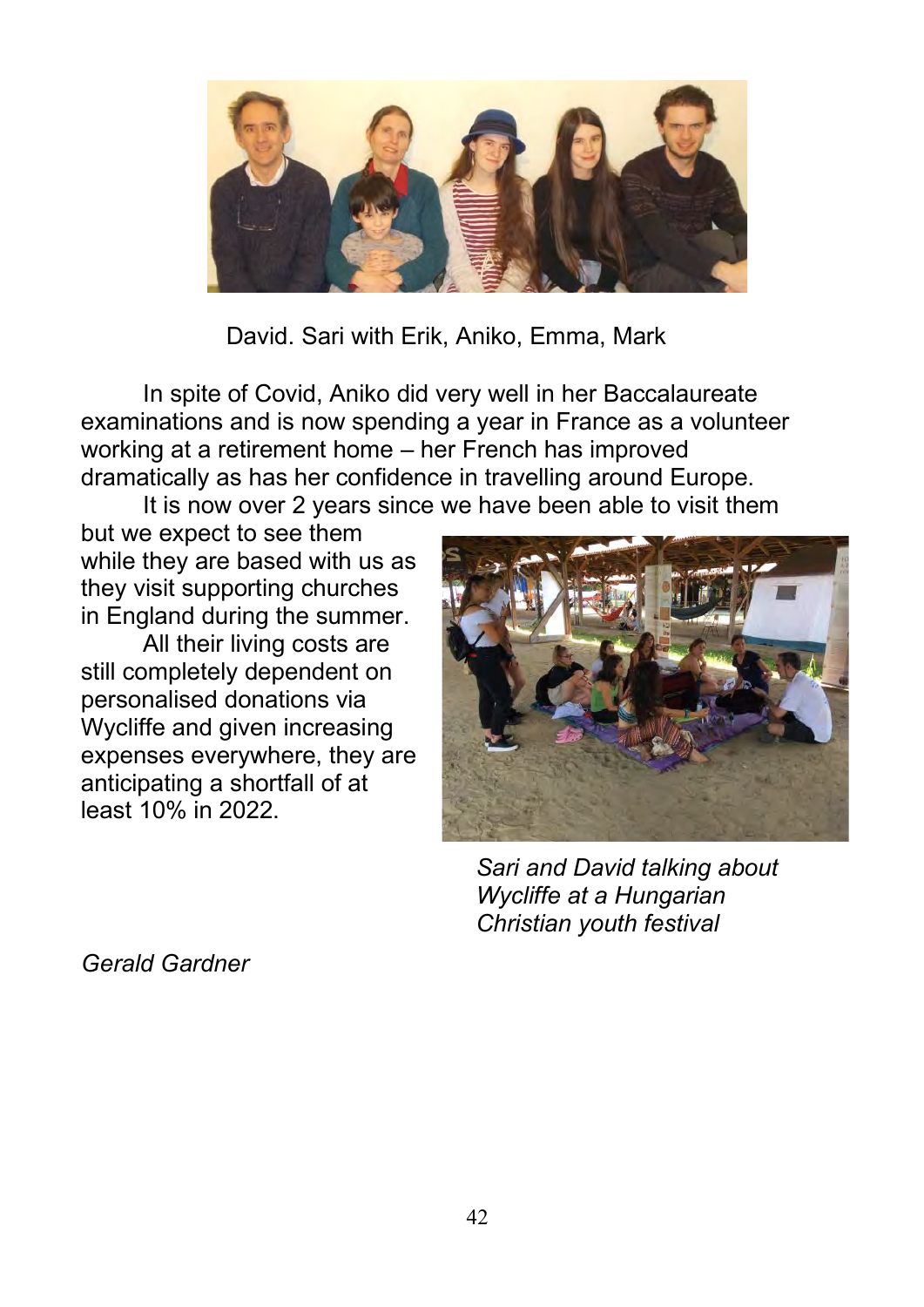David. Sari with Erik, Aniko, Emma, Mark

In spite of Covid, Aniko did very well in her Baccalaureate examinations and is now spending a year in France as a volunteer working at a retirement home – her French has improved dramatically as has her confidence in travelling around Europe.

It is now over 2 years since we have been able to visit them but we expect to see them while they are based with us as they visit supporting churches in England during the summer.

All their living costs are still completely dependent on personalised donations via Wycliffe and given increasing expenses everywhere, they are anticipating a shortfall of at least 10% in 2022.

*Sari and David talking about Wycliffe at a Hungarian Christian youth festival*

*Gerald Gardner*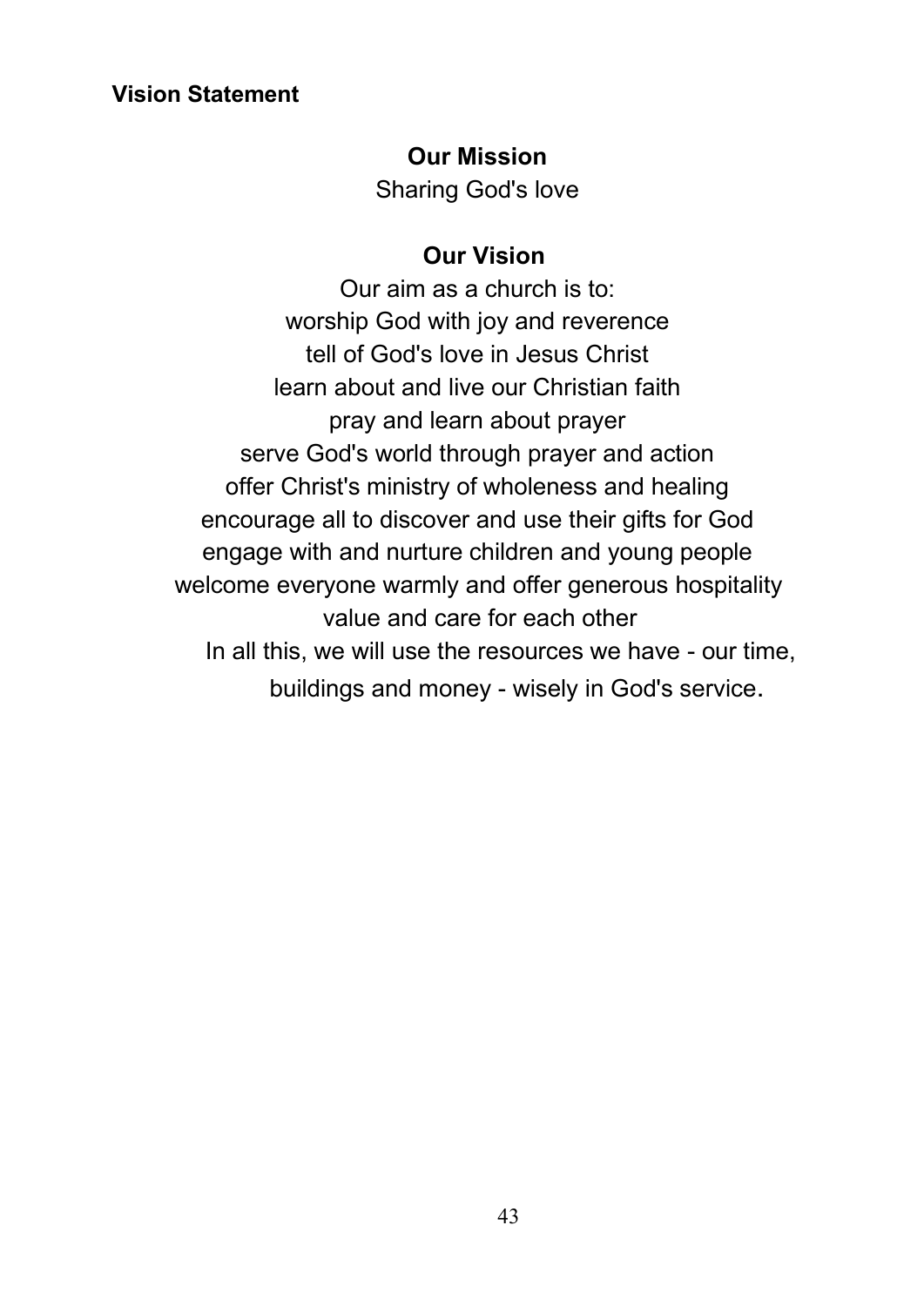## Vision Statement

### Our Mission

Sharing God's love

### Our Vision

Our aim as a church is to:

worship God with joy and reverence

tell of God's love in Jesus Christ

learn about and live our Christian faith

pray and learn about prayer

serve God's world through prayer and action

offer Christ's ministry of wholeness and healing

encourage all to discover and use their gifts for God

engage with and nurture children and young people

welcome everyone warmly and offer generous hospitality

value and care for each other

In all this, we will use the resources we have - our time, buildings and money - wisely in God's service.